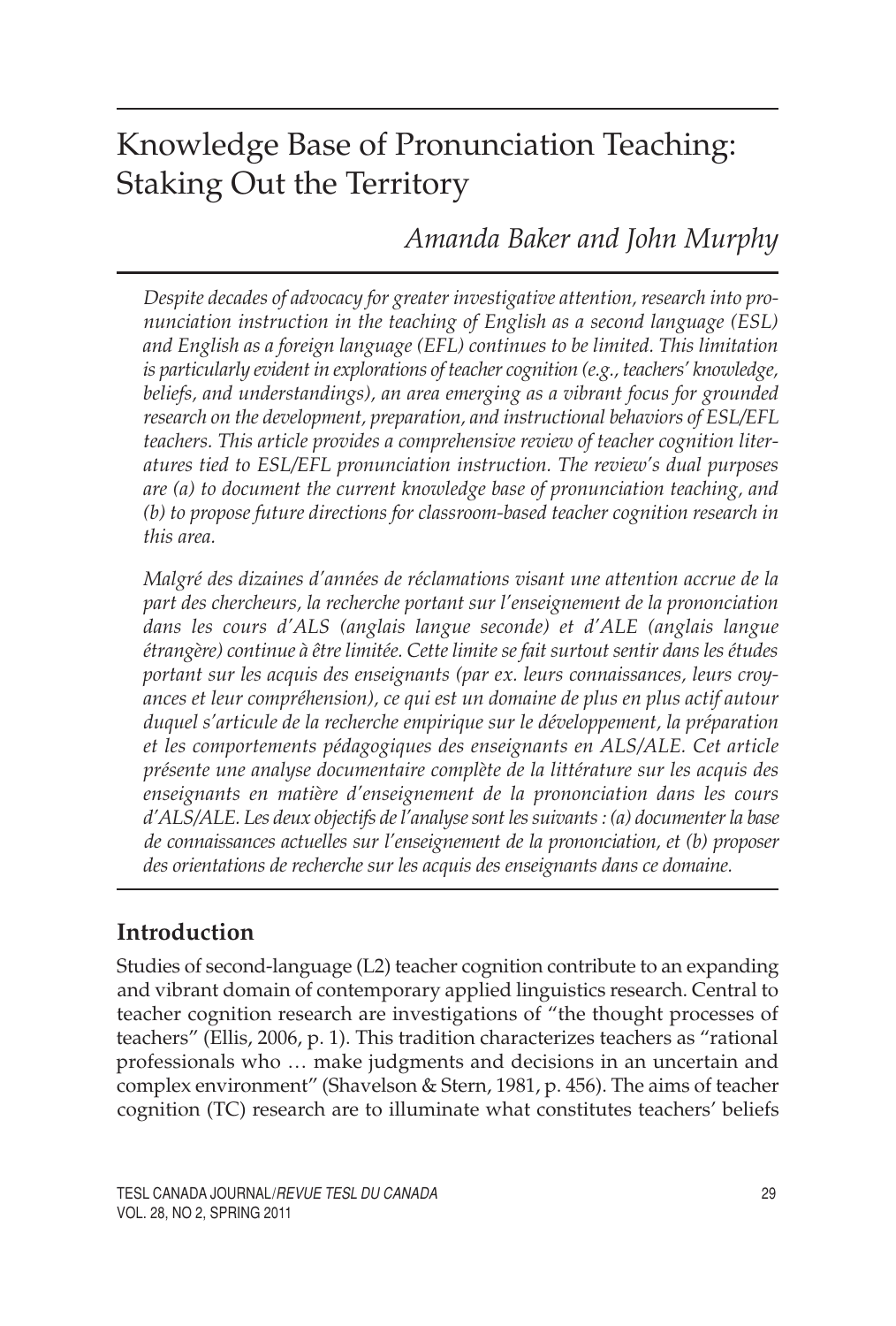# Knowledge Base of Pronunciation Teaching: Staking Out the Territory

*Amanda Baker and John Murphy*

*Despite decades of advocacy for greater investigative attention, research into pronunciation instruction in the teaching of English as a second language (ESL) and English as a foreign language (EFL) continues to be limited. This limitation is particularly evident in explorations of teacher cognition (e.g., teachers' knowledge, beliefs, and understandings), an area emerging as a vibrant focus for grounded research on the development, preparation, and instructional behaviors of ESL/EFL teachers. This article provides a comprehensive review of teacher cognition literatures tied to ESL/EFL pronunciation instruction. The review's dual purposes are (a) to document the current knowledge base of pronunciation teaching, and (b) to propose future directions for classroom-based teacher cognition research in this area.*

*Malgré des dizaines d'années de réclamations visant une attention accrue de la part des chercheurs, la recherche portant sur l'enseignement de la prononciation dans les cours d'ALS (anglais langue seconde) et d'ALE (anglais langue étrangère) continue à être limitée. Cette limite se fait surtout sentir dans les études portant sur les acquis des enseignants (par ex. leurs connaissances, leurs croyances et leur compréhension), ce qui est un domaine de plus en plus actif autour duquel s'articule de la recherche empirique sur le développement, la préparation et les comportements pédagogiques des enseignants en ALS/ALE. Cet article présente une analyse documentaire complète de la littérature sur les acquis des enseignants en matière d'enseignement de la prononciation dans les cours d'ALS/ALE. Les deux objectifs de l'analyse sont les suivants : (a) documenter la base de connaissances actuelles sur l'enseignement de la prononciation, et (b) proposer des orientations de recherche sur les acquis des enseignants dans ce domaine.*

## Introduction

Studies of second-language (L2) teacher cognition contribute to an expanding and vibrant domain of contemporary applied linguistics research. Central to teacher cognition research are investigations of "the thought processes of teachers" (Ellis, 2006, p. 1). This tradition characterizes teachers as "rational professionals who … make judgments and decisions in an uncertain and complex environment" (Shavelson & Stern, 1981, p. 456). The aims of teacher cognition (TC) research are to illuminate what constitutes teachers' beliefs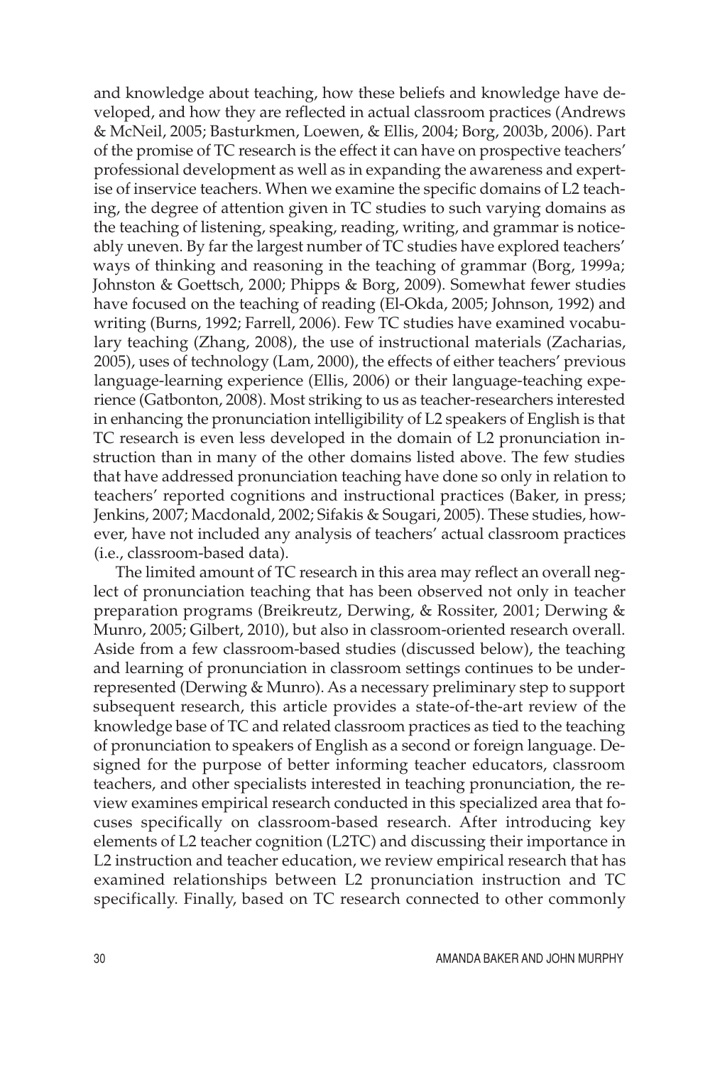and knowledge about teaching, how these beliefs and knowledge have developed, and how they are reflected in actual classroom practices (Andrews & McNeil, 2005; Basturkmen, Loewen, & Ellis, 2004; Borg, 2003b, 2006). Part of the promise of TC research is the effect it can have on prospective teachers' professional development as well as in expanding the awareness and expertise of inservice teachers. When we examine the specific domains of L2 teaching, the degree of attention given in TC studies to such varying domains as the teaching of listening, speaking, reading, writing, and grammar is noticeably uneven. By far the largest number of TC studies have explored teachers' ways of thinking and reasoning in the teaching of grammar (Borg, 1999a; Johnston & Goettsch, 2000; Phipps & Borg, 2009). Somewhat fewer studies have focused on the teaching of reading (El-Okda, 2005; Johnson, 1992) and writing (Burns, 1992; Farrell, 2006). Few TC studies have examined vocabulary teaching (Zhang, 2008), the use of instructional materials (Zacharias, 2005), uses of technology (Lam, 2000), the effects of either teachers' previous language-learning experience (Ellis, 2006) or their language-teaching experience (Gatbonton, 2008). Most striking to us as teacher-researchers interested in enhancing the pronunciation intelligibility of L2 speakers of English is that TC research is even less developed in the domain of L2 pronunciation instruction than in many of the other domains listed above. The few studies that have addressed pronunciation teaching have done so only in relation to teachers' reported cognitions and instructional practices (Baker, in press; Jenkins, 2007; Macdonald, 2002; Sifakis & Sougari, 2005). These studies, however, have not included any analysis of teachers' actual classroom practices (i.e., classroom-based data).

The limited amount of TC research in this area may reflect an overall neglect of pronunciation teaching that has been observed not only in teacher preparation programs (Breikreutz, Derwing, & Rossiter, 2001; Derwing & Munro, 2005; Gilbert, 2010), but also in classroom-oriented research overall. Aside from a few classroom-based studies (discussed below), the teaching and learning of pronunciation in classroom settings continues to be underrepresented (Derwing & Munro). As a necessary preliminary step to support subsequent research, this article provides a state-of-the-art review of the knowledge base of TC and related classroom practices as tied to the teaching of pronunciation to speakers of English as a second or foreign language. Designed for the purpose of better informing teacher educators, classroom teachers, and other specialists interested in teaching pronunciation, the review examines empirical research conducted in this specialized area that focuses specifically on classroom-based research. After introducing key elements of L2 teacher cognition (L2TC) and discussing their importance in L2 instruction and teacher education, we review empirical research that has examined relationships between L2 pronunciation instruction and TC specifically. Finally, based on TC research connected to other commonly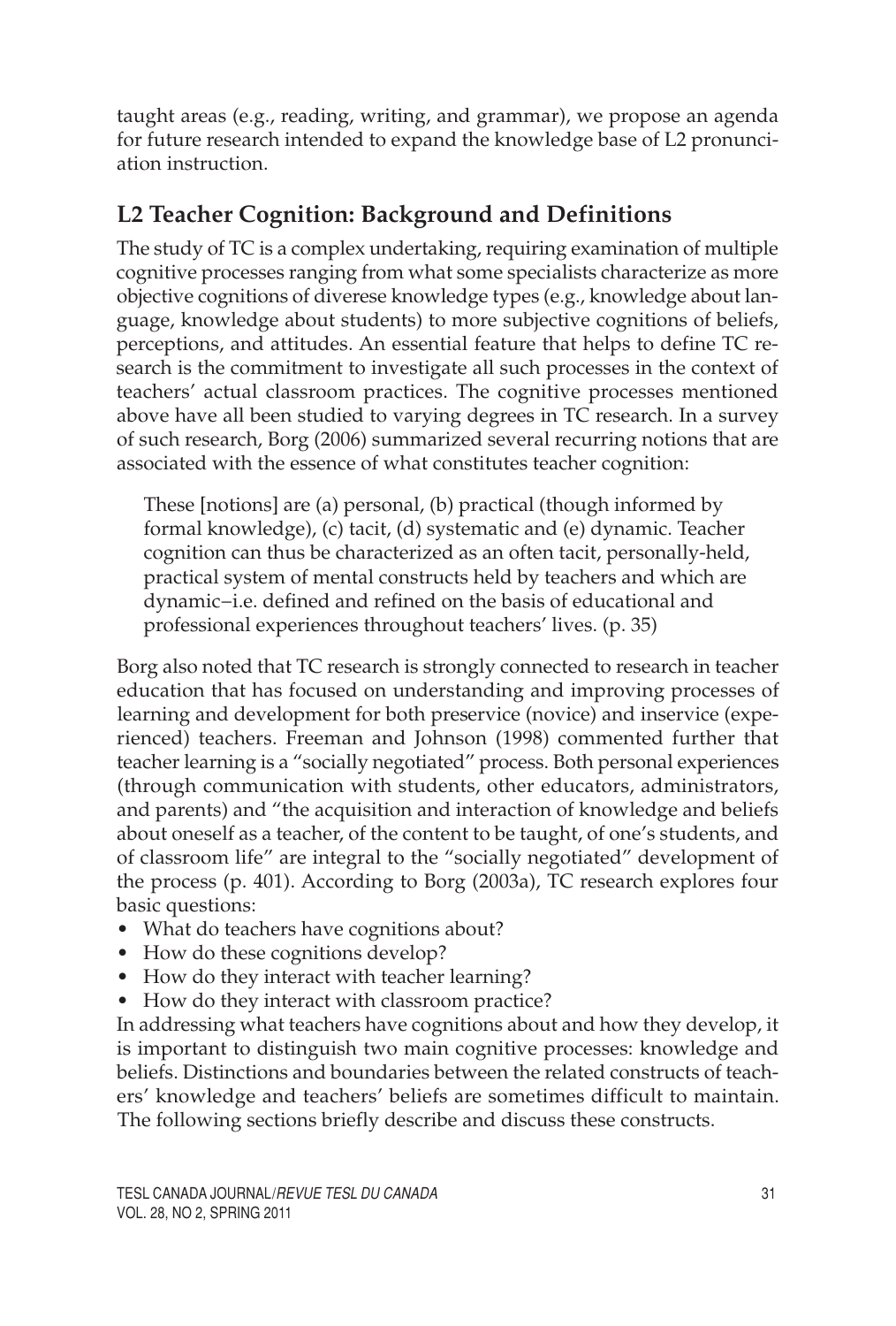taught areas (e.g., reading, writing, and grammar), we propose an agenda for future research intended to expand the knowledge base of L2 pronunciation instruction.

## L2 Teacher Cognition: Background and Definitions

The study of TC is a complex undertaking, requiring examination of multiple cognitive processes ranging from what some specialists characterize as more objective cognitions of diverese knowledge types (e.g., knowledge about language, knowledge about students) to more subjective cognitions of beliefs, perceptions, and attitudes. An essential feature that helps to define TC research is the commitment to investigate all such processes in the context of teachers' actual classroom practices. The cognitive processes mentioned above have all been studied to varying degrees in TC research. In a survey of such research, Borg (2006) summarized several recurring notions that are associated with the essence of what constitutes teacher cognition:

> These [notions] are (a) personal, (b) practical (though informed by formal knowledge), (c) tacit, (d) systematic and (e) dynamic. Teacher cognition can thus be characterized as an often tacit, personally-held, practical system of mental constructs held by teachers and which are dynamic–i.e. defined and refined on the basis of educational and professional experiences throughout teachers' lives. (p. 35)

Borg also noted that TC research is strongly connected to research in teacher education that has focused on understanding and improving processes of learning and development for both preservice (novice) and inservice (experienced) teachers. Freeman and Johnson (1998) commented further that teacher learning is a "socially negotiated" process. Both personal experiences (through communication with students, other educators, administrators, and parents) and "the acquisition and interaction of knowledge and beliefs about oneself as a teacher, of the content to be taught, of one's students, and of classroom life" are integral to the "socially negotiated" development of the process (p. 401). According to Borg (2003a), TC research explores four basic questions:

- What do teachers have cognitions about?
- How do these cognitions develop?
- How do they interact with teacher learning?
- How do they interact with classroom practice?

In addressing what teachers have cognitions about and how they develop, it is important to distinguish two main cognitive processes: knowledge and beliefs. Distinctions and boundaries between the related constructs of teachers' knowledge and teachers' beliefs are sometimes difficult to maintain. The following sections briefly describe and discuss these constructs.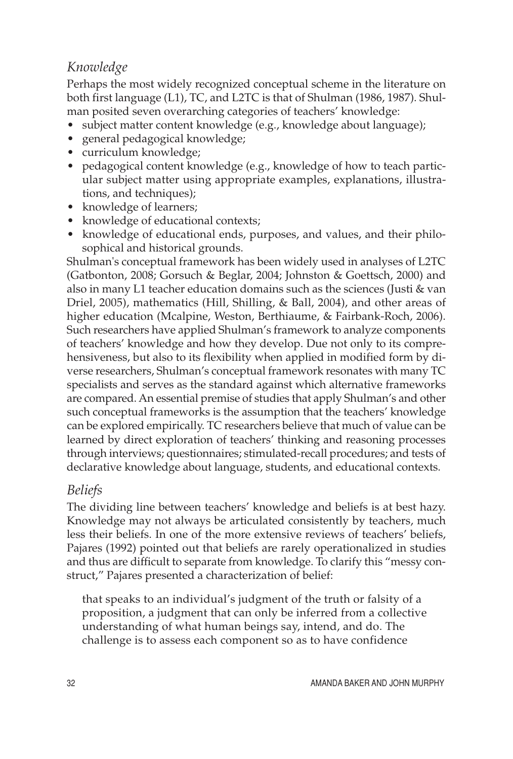### *Knowledge*

Perhaps the most widely recognized conceptual scheme in the literature on both first language (L1), TC, and L2TC is that of Shulman (1986, 1987). Shulman posited seven overarching categories of teachers' knowledge:

- subject matter content knowledge (e.g., knowledge about language);
- general pedagogical knowledge;
- curriculum knowledge;
- pedagogical content knowledge (e.g., knowledge of how to teach particular subject matter using appropriate examples, explanations, illustrations, and techniques);
- knowledge of learners;
- knowledge of educational contexts;
- knowledge of educational ends, purposes, and values, and their philosophical and historical grounds.

Shulman's conceptual framework has been widely used in analyses of L2TC (Gatbonton, 2008; Gorsuch & Beglar, 2004; Johnston & Goettsch, 2000) and also in many L1 teacher education domains such as the sciences (Justi & van Driel, 2005), mathematics (Hill, Shilling, & Ball, 2004), and other areas of higher education (Mcalpine, Weston, Berthiaume, & Fairbank-Roch, 2006). Such researchers have applied Shulman's framework to analyze components of teachers' knowledge and how they develop. Due not only to its comprehensiveness, but also to its flexibility when applied in modified form by diverse researchers, Shulman's conceptual framework resonates with many TC specialists and serves as the standard against which alternative frameworks are compared. An essential premise of studies that apply Shulman's and other such conceptual frameworks is the assumption that the teachers' knowledge can be explored empirically. TC researchers believe that much of value can be learned by direct exploration of teachers' thinking and reasoning processes through interviews; questionnaires; stimulated-recall procedures; and tests of declarative knowledge about language, students, and educational contexts.

### *Beliefs*

The dividing line between teachers' knowledge and beliefs is at best hazy. Knowledge may not always be articulated consistently by teachers, much less their beliefs. In one of the more extensive reviews of teachers' beliefs, Pajares (1992) pointed out that beliefs are rarely operationalized in studies and thus are difficult to separate from knowledge. To clarify this "messy construct," Pajares presented a characterization of belief:

> that speaks to an individual's judgment of the truth or falsity of a proposition, a judgment that can only be inferred from a collective understanding of what human beings say, intend, and do. The challenge is to assess each component so as to have confidence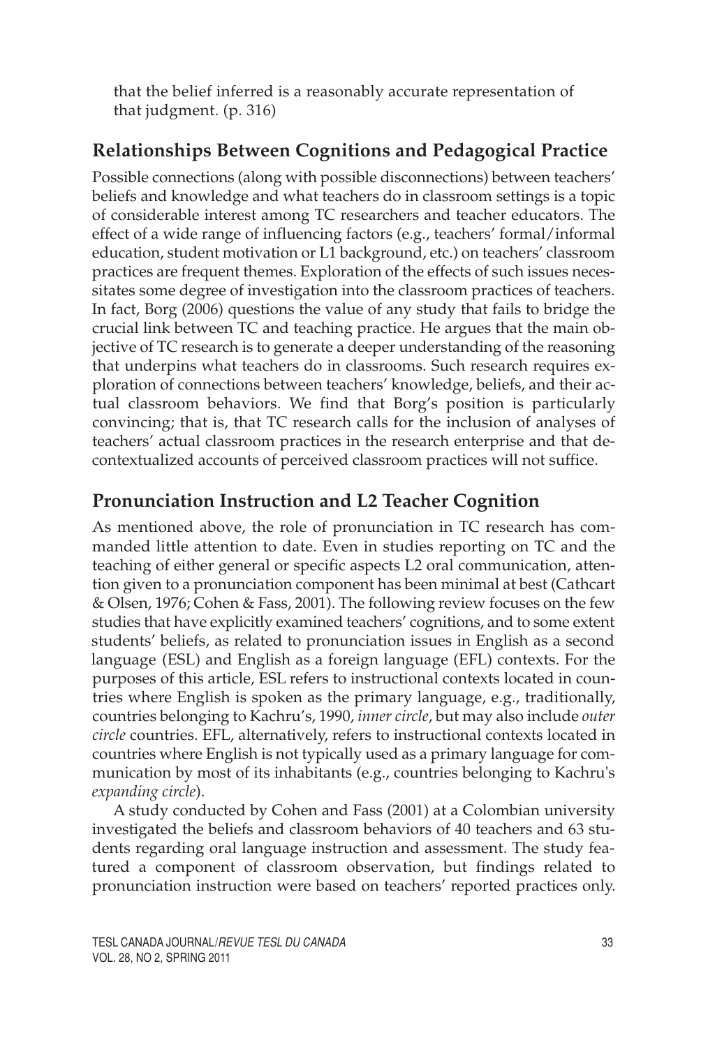that the belief inferred is a reasonably accurate representation of that judgment. (p. 316)

## Relationships Between Cognitions and Pedagogical Practice

Possible connections (along with possible disconnections) between teachers' beliefs and knowledge and what teachers do in classroom settings is a topic of considerable interest among TC researchers and teacher educators. The effect of a wide range of influencing factors (e.g., teachers' formal/informal education, student motivation or L1 background, etc.) on teachers' classroom practices are frequent themes. Exploration of the effects of such issues necessitates some degree of investigation into the classroom practices of teachers. In fact, Borg (2006) questions the value of any study that fails to bridge the crucial link between TC and teaching practice. He argues that the main objective of TC research is to generate a deeper understanding of the reasoning that underpins what teachers do in classrooms. Such research requires exploration of connections between teachers' knowledge, beliefs, and their actual classroom behaviors. We find that Borg's position is particularly convincing; that is, that TC research calls for the inclusion of analyses of teachers' actual classroom practices in the research enterprise and that decontextualized accounts of perceived classroom practices will not suffice.

## Pronunciation Instruction and L2 Teacher Cognition

As mentioned above, the role of pronunciation in TC research has commanded little attention to date. Even in studies reporting on TC and the teaching of either general or specific aspects L2 oral communication, attention given to a pronunciation component has been minimal at best (Cathcart & Olsen, 1976; Cohen & Fass, 2001). The following review focuses on the few studies that have explicitly examined teachers' cognitions, and to some extent students' beliefs, as related to pronunciation issues in English as a second language (ESL) and English as a foreign language (EFL) contexts. For the purposes of this article, ESL refers to instructional contexts located in countries where English is spoken as the primary language, e.g., traditionally, countries belonging to Kachru's, 1990, *inner circle*, but may also include *outer circle* countries. EFL, alternatively, refers to instructional contexts located in countries where English is not typically used as a primary language for communication by most of its inhabitants (e.g., countries belonging to Kachru's *expanding circle*).

A study conducted by Cohen and Fass (2001) at a Colombian university investigated the beliefs and classroom behaviors of 40 teachers and 63 students regarding oral language instruction and assessment. The study featured a component of classroom observation, but findings related to pronunciation instruction were based on teachers' reported practices only.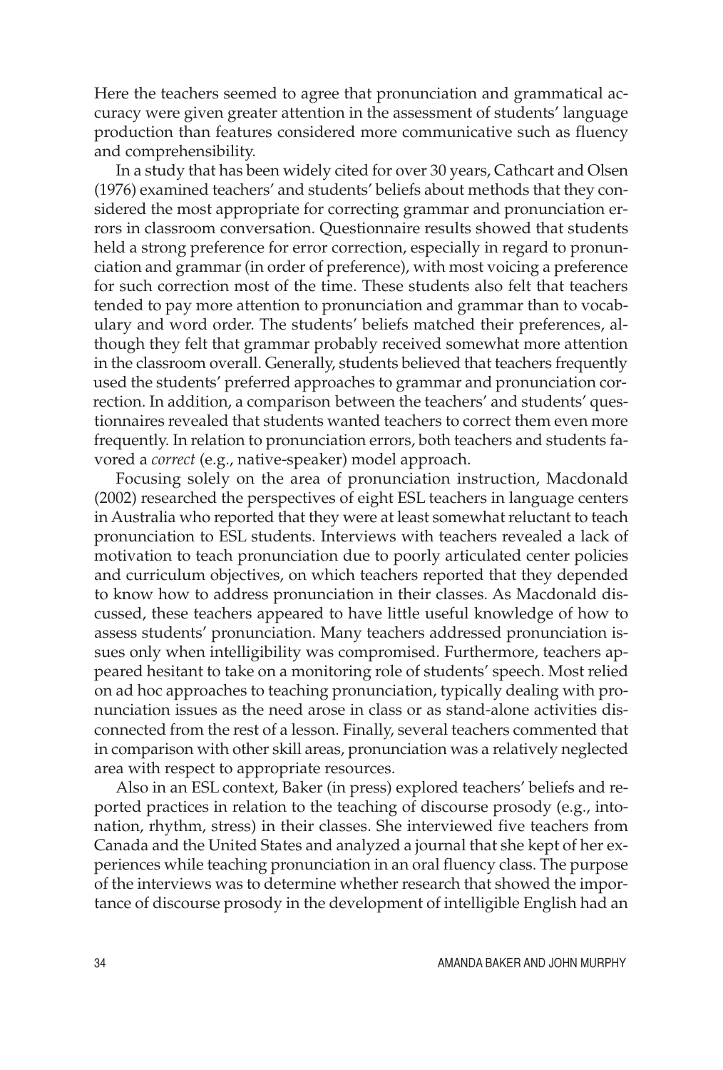Here the teachers seemed to agree that pronunciation and grammatical accuracy were given greater attention in the assessment of students' language production than features considered more communicative such as fluency and comprehensibility.

In a study that has been widely cited for over 30 years, Cathcart and Olsen (1976) examined teachers' and students' beliefs about methods that they considered the most appropriate for correcting grammar and pronunciation errors in classroom conversation. Questionnaire results showed that students held a strong preference for error correction, especially in regard to pronunciation and grammar (in order of preference), with most voicing a preference for such correction most of the time. These students also felt that teachers tended to pay more attention to pronunciation and grammar than to vocabulary and word order. The students' beliefs matched their preferences, although they felt that grammar probably received somewhat more attention in the classroom overall. Generally, students believed that teachers frequently used the students' preferred approaches to grammar and pronunciation correction. In addition, a comparison between the teachers' and students' questionnaires revealed that students wanted teachers to correct them even more frequently. In relation to pronunciation errors, both teachers and students favored a *correct* (e.g., native-speaker) model approach.

Focusing solely on the area of pronunciation instruction, Macdonald (2002) researched the perspectives of eight ESL teachers in language centers in Australia who reported that they were at least somewhat reluctant to teach pronunciation to ESL students. Interviews with teachers revealed a lack of motivation to teach pronunciation due to poorly articulated center policies and curriculum objectives, on which teachers reported that they depended to know how to address pronunciation in their classes. As Macdonald discussed, these teachers appeared to have little useful knowledge of how to assess students' pronunciation. Many teachers addressed pronunciation issues only when intelligibility was compromised. Furthermore, teachers appeared hesitant to take on a monitoring role of students' speech. Most relied on ad hoc approaches to teaching pronunciation, typically dealing with pronunciation issues as the need arose in class or as stand-alone activities disconnected from the rest of a lesson. Finally, several teachers commented that in comparison with other skill areas, pronunciation was a relatively neglected area with respect to appropriate resources.

Also in an ESL context, Baker (in press) explored teachers' beliefs and reported practices in relation to the teaching of discourse prosody (e.g., intonation, rhythm, stress) in their classes. She interviewed five teachers from Canada and the United States and analyzed a journal that she kept of her experiences while teaching pronunciation in an oral fluency class. The purpose of the interviews was to determine whether research that showed the importance of discourse prosody in the development of intelligible English had an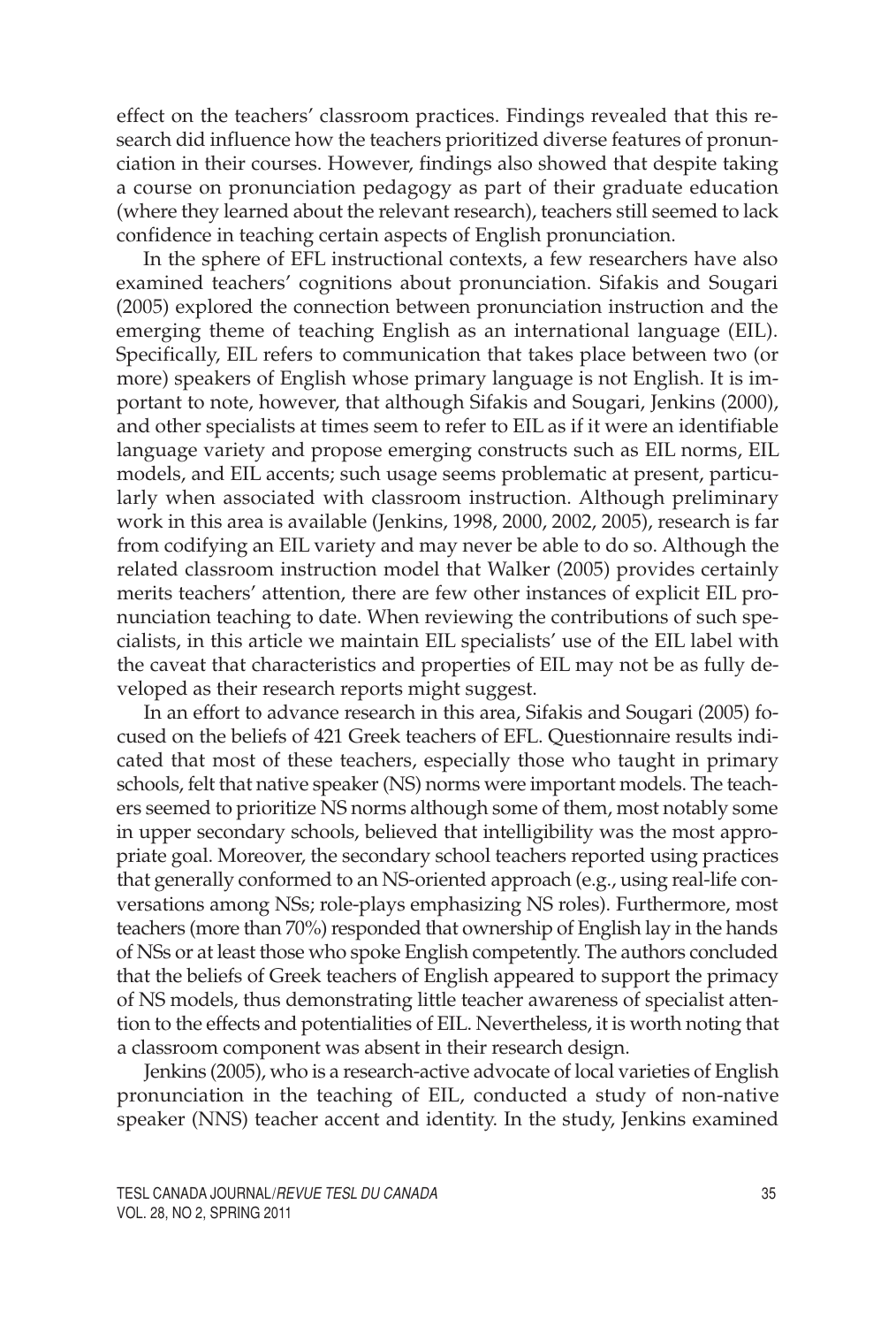effect on the teachers' classroom practices. Findings revealed that this research did influence how the teachers prioritized diverse features of pronunciation in their courses. However, findings also showed that despite taking a course on pronunciation pedagogy as part of their graduate education (where they learned about the relevant research), teachers still seemed to lack confidence in teaching certain aspects of English pronunciation.

In the sphere of EFL instructional contexts, a few researchers have also examined teachers' cognitions about pronunciation. Sifakis and Sougari (2005) explored the connection between pronunciation instruction and the emerging theme of teaching English as an international language (EIL). Specifically, EIL refers to communication that takes place between two (or more) speakers of English whose primary language is not English. It is important to note, however, that although Sifakis and Sougari, Jenkins (2000), and other specialists at times seem to refer to EIL as if it were an identifiable language variety and propose emerging constructs such as EIL norms, EIL models, and EIL accents; such usage seems problematic at present, particularly when associated with classroom instruction. Although preliminary work in this area is available (Jenkins, 1998, 2000, 2002, 2005), research is far from codifying an EIL variety and may never be able to do so. Although the related classroom instruction model that Walker (2005) provides certainly merits teachers' attention, there are few other instances of explicit EIL pronunciation teaching to date. When reviewing the contributions of such specialists, in this article we maintain EIL specialists' use of the EIL label with the caveat that characteristics and properties of EIL may not be as fully developed as their research reports might suggest.

In an effort to advance research in this area, Sifakis and Sougari (2005) focused on the beliefs of 421 Greek teachers of EFL. Questionnaire results indicated that most of these teachers, especially those who taught in primary schools, felt that native speaker (NS) norms were important models. The teachers seemed to prioritize NS norms although some of them, most notably some in upper secondary schools, believed that intelligibility was the most appropriate goal. Moreover, the secondary school teachers reported using practices that generally conformed to an NS-oriented approach (e.g., using real-life conversations among NSs; role-plays emphasizing NS roles). Furthermore, most teachers (more than 70%) responded that ownership of English lay in the hands of NSs or at least those who spoke English competently. The authors concluded that the beliefs of Greek teachers of English appeared to support the primacy of NS models, thus demonstrating little teacher awareness of specialist attention to the effects and potentialities of EIL. Nevertheless, it is worth noting that a classroom component was absent in their research design.

Jenkins (2005), who is a research-active advocate of local varieties of English pronunciation in the teaching of EIL, conducted a study of non-native speaker (NNS) teacher accent and identity. In the study, Jenkins examined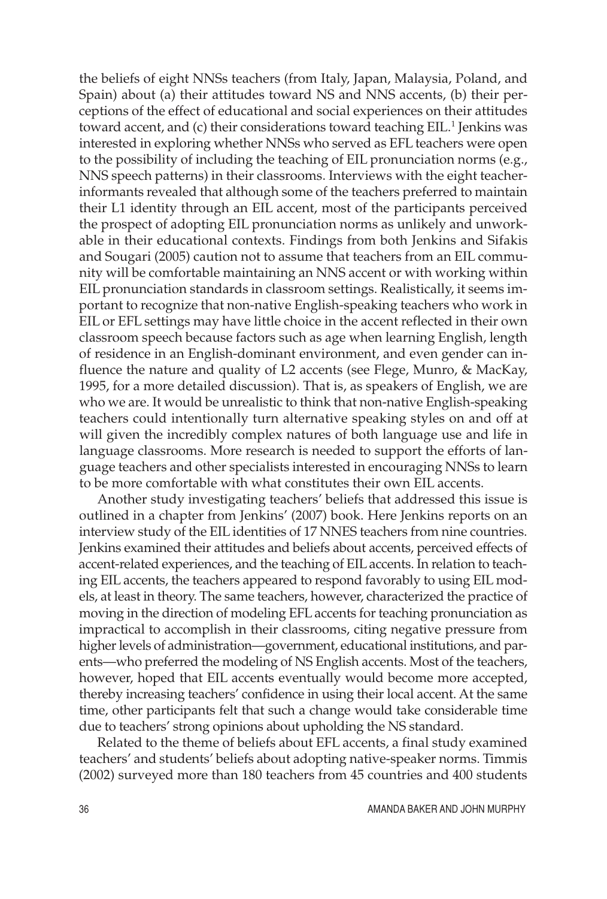the beliefs of eight NNSs teachers (from Italy, Japan, Malaysia, Poland, and Spain) about (a) their attitudes toward NS and NNS accents, (b) their perceptions of the effect of educational and social experiences on their attitudes toward accent, and (c) their considerations toward teaching EIL.[1] Jenkins was interested in exploring whether NNSs who served as EFL teachers were open to the possibility of including the teaching of EIL pronunciation norms (e.g., NNS speech patterns) in their classrooms. Interviews with the eight teacher-informants revealed that although some of the teachers preferred to maintain their L1 identity through an EIL accent, most of the participants perceived the prospect of adopting EIL pronunciation norms as unlikely and unworkable in their educational contexts. Findings from both Jenkins and Sifakis and Sougari (2005) caution not to assume that teachers from an EIL community will be comfortable maintaining an NNS accent or with working within EIL pronunciation standards in classroom settings. Realistically, it seems important to recognize that non-native English-speaking teachers who work in EIL or EFL settings may have little choice in the accent reflected in their own classroom speech because factors such as age when learning English, length of residence in an English-dominant environment, and even gender can influence the nature and quality of L2 accents (see Flege, Munro, & MacKay, 1995, for a more detailed discussion). That is, as speakers of English, we are who we are. It would be unrealistic to think that non-native English-speaking teachers could intentionally turn alternative speaking styles on and off at will given the incredibly complex natures of both language use and life in language classrooms. More research is needed to support the efforts of language teachers and other specialists interested in encouraging NNSs to learn to be more comfortable with what constitutes their own EIL accents.

Another study investigating teachers' beliefs that addressed this issue is outlined in a chapter from Jenkins' (2007) book. Here Jenkins reports on an interview study of the EIL identities of 17 NNES teachers from nine countries. Jenkins examined their attitudes and beliefs about accents, perceived effects of accent-related experiences, and the teaching of EIL accents. In relation to teaching EIL accents, the teachers appeared to respond favorably to using EIL models, at least in theory. The same teachers, however, characterized the practice of moving in the direction of modeling EFL accents for teaching pronunciation as impractical to accomplish in their classrooms, citing negative pressure from higher levels of administration—government, educational institutions, and parents—who preferred the modeling of NS English accents. Most of the teachers, however, hoped that EIL accents eventually would become more accepted, thereby increasing teachers' confidence in using their local accent. At the same time, other participants felt that such a change would take considerable time due to teachers' strong opinions about upholding the NS standard.

Related to the theme of beliefs about EFL accents, a final study examined teachers' and students' beliefs about adopting native-speaker norms. Timmis (2002) surveyed more than 180 teachers from 45 countries and 400 students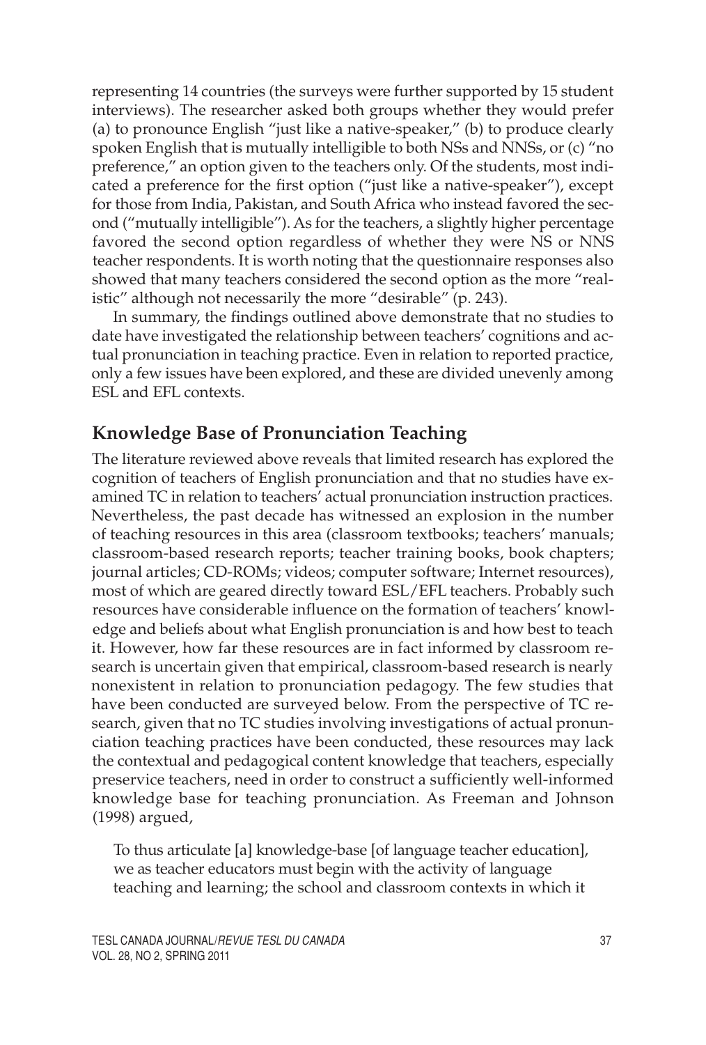representing 14 countries (the surveys were further supported by 15 student interviews). The researcher asked both groups whether they would prefer (a) to pronounce English "just like a native-speaker," (b) to produce clearly spoken English that is mutually intelligible to both NSs and NNSs, or (c) "no preference," an option given to the teachers only. Of the students, most indicated a preference for the first option ("just like a native-speaker"), except for those from India, Pakistan, and South Africa who instead favored the second ("mutually intelligible"). As for the teachers, a slightly higher percentage favored the second option regardless of whether they were NS or NNS teacher respondents. It is worth noting that the questionnaire responses also showed that many teachers considered the second option as the more "realistic" although not necessarily the more "desirable" (p. 243).

In summary, the findings outlined above demonstrate that no studies to date have investigated the relationship between teachers' cognitions and actual pronunciation in teaching practice. Even in relation to reported practice, only a few issues have been explored, and these are divided unevenly among ESL and EFL contexts.

## Knowledge Base of Pronunciation Teaching

The literature reviewed above reveals that limited research has explored the cognition of teachers of English pronunciation and that no studies have examined TC in relation to teachers' actual pronunciation instruction practices. Nevertheless, the past decade has witnessed an explosion in the number of teaching resources in this area (classroom textbooks; teachers' manuals; classroom-based research reports; teacher training books, book chapters; journal articles; CD-ROMs; videos; computer software; Internet resources), most of which are geared directly toward ESL/EFL teachers. Probably such resources have considerable influence on the formation of teachers' knowledge and beliefs about what English pronunciation is and how best to teach it. However, how far these resources are in fact informed by classroom research is uncertain given that empirical, classroom-based research is nearly nonexistent in relation to pronunciation pedagogy. The few studies that have been conducted are surveyed below. From the perspective of TC research, given that no TC studies involving investigations of actual pronunciation teaching practices have been conducted, these resources may lack the contextual and pedagogical content knowledge that teachers, especially preservice teachers, need in order to construct a sufficiently well-informed knowledge base for teaching pronunciation. As Freeman and Johnson (1998) argued,

> To thus articulate [a] knowledge-base [of language teacher education], we as teacher educators must begin with the activity of language teaching and learning; the school and classroom contexts in which it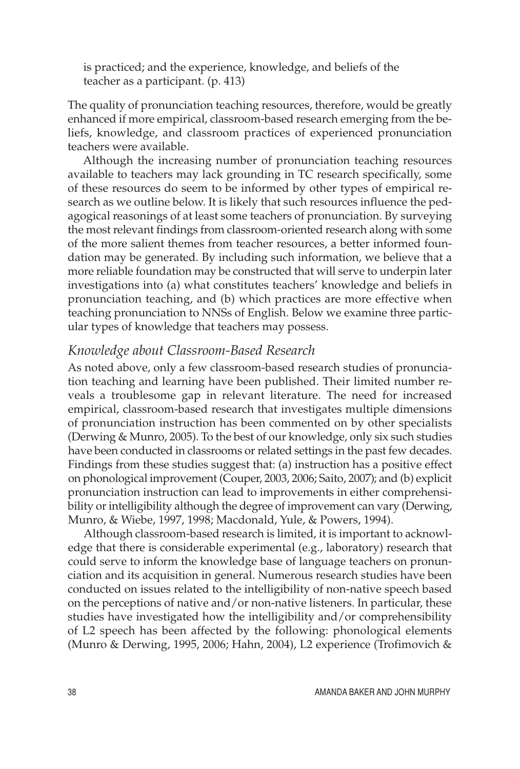is practiced; and the experience, knowledge, and beliefs of the teacher as a participant. (p. 413)

The quality of pronunciation teaching resources, therefore, would be greatly enhanced if more empirical, classroom-based research emerging from the beliefs, knowledge, and classroom practices of experienced pronunciation teachers were available.

Although the increasing number of pronunciation teaching resources available to teachers may lack grounding in TC research specifically, some of these resources do seem to be informed by other types of empirical research as we outline below. It is likely that such resources influence the pedagogical reasonings of at least some teachers of pronunciation. By surveying the most relevant findings from classroom-oriented research along with some of the more salient themes from teacher resources, a better informed foundation may be generated. By including such information, we believe that a more reliable foundation may be constructed that will serve to underpin later investigations into (a) what constitutes teachers' knowledge and beliefs in pronunciation teaching, and (b) which practices are more effective when teaching pronunciation to NNSs of English. Below we examine three particular types of knowledge that teachers may possess.

### *Knowledge about Classroom-Based Research*

As noted above, only a few classroom-based research studies of pronunciation teaching and learning have been published. Their limited number reveals a troublesome gap in relevant literature. The need for increased empirical, classroom-based research that investigates multiple dimensions of pronunciation instruction has been commented on by other specialists (Derwing & Munro, 2005). To the best of our knowledge, only six such studies have been conducted in classrooms or related settings in the past few decades. Findings from these studies suggest that: (a) instruction has a positive effect on phonological improvement (Couper, 2003, 2006; Saito, 2007); and (b) explicit pronunciation instruction can lead to improvements in either comprehensibility or intelligibility although the degree of improvement can vary (Derwing, Munro, & Wiebe, 1997, 1998; Macdonald, Yule, & Powers, 1994).

Although classroom-based research is limited, it is important to acknowledge that there is considerable experimental (e.g., laboratory) research that could serve to inform the knowledge base of language teachers on pronunciation and its acquisition in general. Numerous research studies have been conducted on issues related to the intelligibility of non-native speech based on the perceptions of native and/or non-native listeners. In particular, these studies have investigated how the intelligibility and/or comprehensibility of L2 speech has been affected by the following: phonological elements (Munro & Derwing, 1995, 2006; Hahn, 2004), L2 experience (Trofimovich &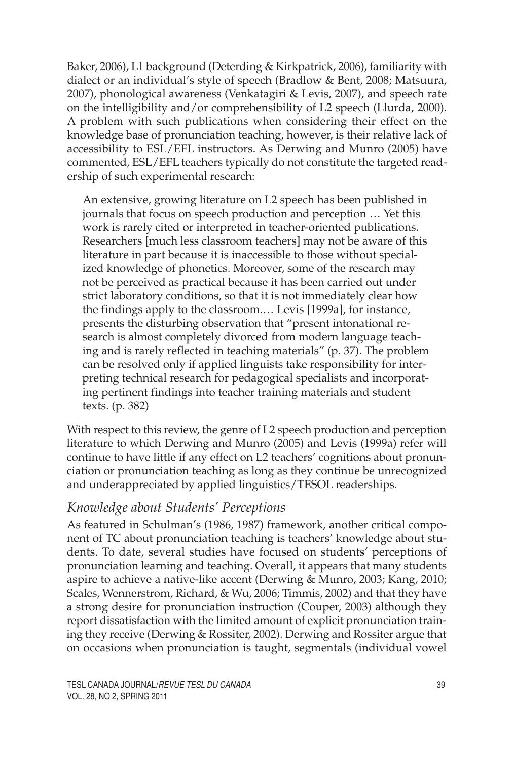Baker, 2006), L1 background (Deterding & Kirkpatrick, 2006), familiarity with dialect or an individual's style of speech (Bradlow & Bent, 2008; Matsuura, 2007), phonological awareness (Venkatagiri & Levis, 2007), and speech rate on the intelligibility and/or comprehensibility of L2 speech (Llurda, 2000). A problem with such publications when considering their effect on the knowledge base of pronunciation teaching, however, is their relative lack of accessibility to ESL/EFL instructors. As Derwing and Munro (2005) have commented, ESL/EFL teachers typically do not constitute the targeted readership of such experimental research:

> An extensive, growing literature on L2 speech has been published in journals that focus on speech production and perception … Yet this work is rarely cited or interpreted in teacher-oriented publications. Researchers [much less classroom teachers] may not be aware of this literature in part because it is inaccessible to those without specialized knowledge of phonetics. Moreover, some of the research may not be perceived as practical because it has been carried out under strict laboratory conditions, so that it is not immediately clear how the findings apply to the classroom.… Levis [1999a], for instance, presents the disturbing observation that "present intonational research is almost completely divorced from modern language teaching and is rarely reflected in teaching materials" (p. 37). The problem can be resolved only if applied linguists take responsibility for interpreting technical research for pedagogical specialists and incorporating pertinent findings into teacher training materials and student texts. (p. 382)

With respect to this review, the genre of L2 speech production and perception literature to which Derwing and Munro (2005) and Levis (1999a) refer will continue to have little if any effect on L2 teachers' cognitions about pronunciation or pronunciation teaching as long as they continue be unrecognized and underappreciated by applied linguistics/TESOL readerships.

### *Knowledge about Students' Perceptions*

As featured in Schulman's (1986, 1987) framework, another critical component of TC about pronunciation teaching is teachers' knowledge about students. To date, several studies have focused on students' perceptions of pronunciation learning and teaching. Overall, it appears that many students aspire to achieve a native-like accent (Derwing & Munro, 2003; Kang, 2010; Scales, Wennerstrom, Richard, & Wu, 2006; Timmis, 2002) and that they have a strong desire for pronunciation instruction (Couper, 2003) although they report dissatisfaction with the limited amount of explicit pronunciation training they receive (Derwing & Rossiter, 2002). Derwing and Rossiter argue that on occasions when pronunciation is taught, segmentals (individual vowel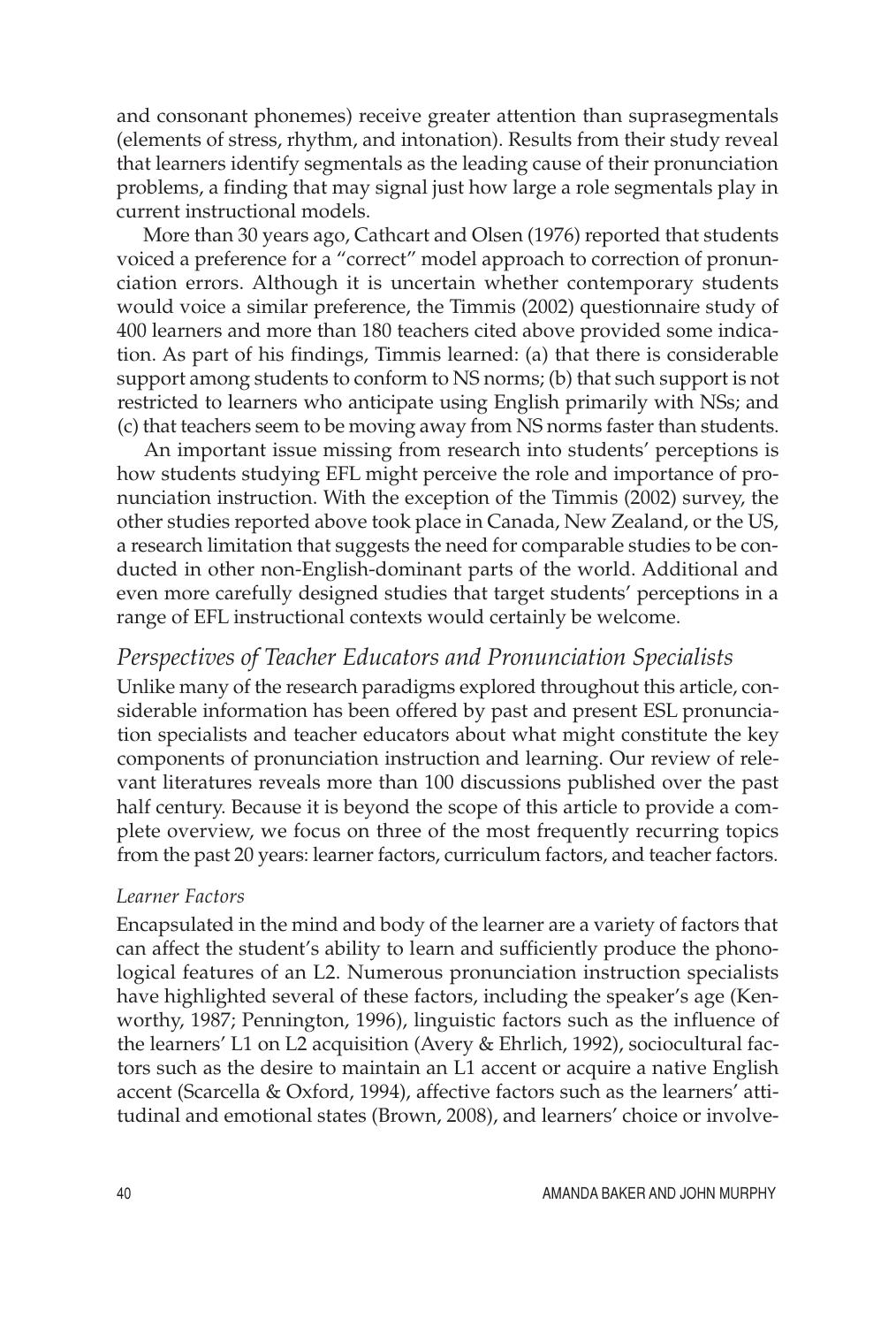and consonant phonemes) receive greater attention than suprasegmentals (elements of stress, rhythm, and intonation). Results from their study reveal that learners identify segmentals as the leading cause of their pronunciation problems, a finding that may signal just how large a role segmentals play in current instructional models.

More than 30 years ago, Cathcart and Olsen (1976) reported that students voiced a preference for a "correct" model approach to correction of pronunciation errors. Although it is uncertain whether contemporary students would voice a similar preference, the Timmis (2002) questionnaire study of 400 learners and more than 180 teachers cited above provided some indication. As part of his findings, Timmis learned: (a) that there is considerable support among students to conform to NS norms; (b) that such support is not restricted to learners who anticipate using English primarily with NSs; and (c) that teachers seem to be moving away from NS norms faster than students.

An important issue missing from research into students' perceptions is how students studying EFL might perceive the role and importance of pronunciation instruction. With the exception of the Timmis (2002) survey, the other studies reported above took place in Canada, New Zealand, or the US, a research limitation that suggests the need for comparable studies to be conducted in other non-English-dominant parts of the world. Additional and even more carefully designed studies that target students' perceptions in a range of EFL instructional contexts would certainly be welcome.

## *Perspectives of Teacher Educators and Pronunciation Specialists*

Unlike many of the research paradigms explored throughout this article, considerable information has been offered by past and present ESL pronunciation specialists and teacher educators about what might constitute the key components of pronunciation instruction and learning. Our review of relevant literatures reveals more than 100 discussions published over the past half century. Because it is beyond the scope of this article to provide a complete overview, we focus on three of the most frequently recurring topics from the past 20 years: learner factors, curriculum factors, and teacher factors.

### *Learner Factors*

Encapsulated in the mind and body of the learner are a variety of factors that can affect the student's ability to learn and sufficiently produce the phonological features of an L2. Numerous pronunciation instruction specialists have highlighted several of these factors, including the speaker's age (Kenworthy, 1987; Pennington, 1996), linguistic factors such as the influence of the learners' L1 on L2 acquisition (Avery & Ehrlich, 1992), sociocultural factors such as the desire to maintain an L1 accent or acquire a native English accent (Scarcella & Oxford, 1994), affective factors such as the learners' attitudinal and emotional states (Brown, 2008), and learners' choice or involve-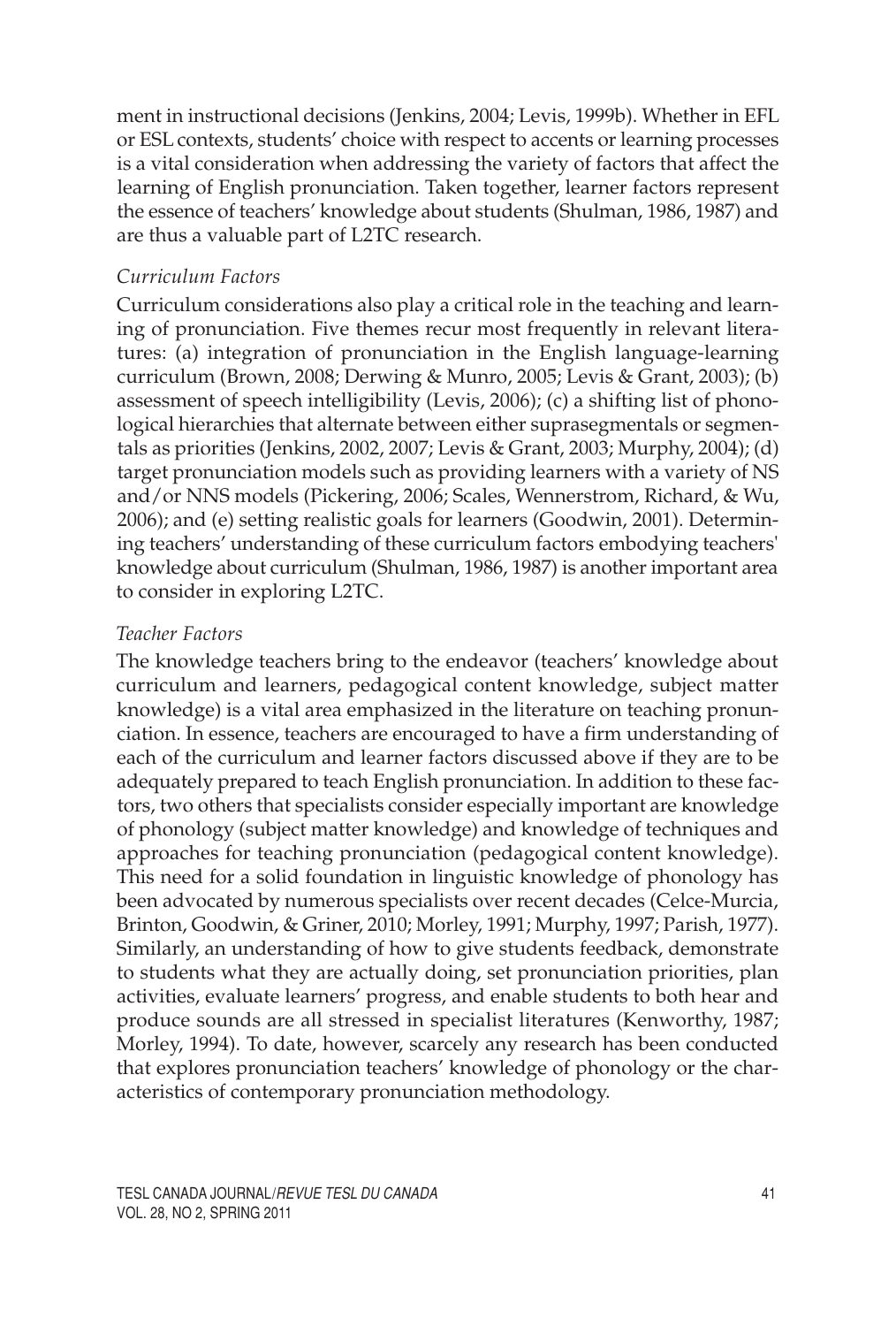ment in instructional decisions (Jenkins, 2004; Levis, 1999b). Whether in EFL or ESL contexts, students' choice with respect to accents or learning processes is a vital consideration when addressing the variety of factors that affect the learning of English pronunciation. Taken together, learner factors represent the essence of teachers' knowledge about students (Shulman, 1986, 1987) and are thus a valuable part of L2TC research.

### *Curriculum Factors*

Curriculum considerations also play a critical role in the teaching and learning of pronunciation. Five themes recur most frequently in relevant literatures: (a) integration of pronunciation in the English language-learning curriculum (Brown, 2008; Derwing & Munro, 2005; Levis & Grant, 2003); (b) assessment of speech intelligibility (Levis, 2006); (c) a shifting list of phonological hierarchies that alternate between either suprasegmentals or segmentals as priorities (Jenkins, 2002, 2007; Levis & Grant, 2003; Murphy, 2004); (d) target pronunciation models such as providing learners with a variety of NS and/or NNS models (Pickering, 2006; Scales, Wennerstrom, Richard, & Wu, 2006); and (e) setting realistic goals for learners (Goodwin, 2001). Determining teachers' understanding of these curriculum factors embodying teachers' knowledge about curriculum (Shulman, 1986, 1987) is another important area to consider in exploring L2TC.

### *Teacher Factors*

The knowledge teachers bring to the endeavor (teachers' knowledge about curriculum and learners, pedagogical content knowledge, subject matter knowledge) is a vital area emphasized in the literature on teaching pronunciation. In essence, teachers are encouraged to have a firm understanding of each of the curriculum and learner factors discussed above if they are to be adequately prepared to teach English pronunciation. In addition to these factors, two others that specialists consider especially important are knowledge of phonology (subject matter knowledge) and knowledge of techniques and approaches for teaching pronunciation (pedagogical content knowledge). This need for a solid foundation in linguistic knowledge of phonology has been advocated by numerous specialists over recent decades (Celce-Murcia, Brinton, Goodwin, & Griner, 2010; Morley, 1991; Murphy, 1997; Parish, 1977). Similarly, an understanding of how to give students feedback, demonstrate to students what they are actually doing, set pronunciation priorities, plan activities, evaluate learners' progress, and enable students to both hear and produce sounds are all stressed in specialist literatures (Kenworthy, 1987; Morley, 1994). To date, however, scarcely any research has been conducted that explores pronunciation teachers' knowledge of phonology or the characteristics of contemporary pronunciation methodology.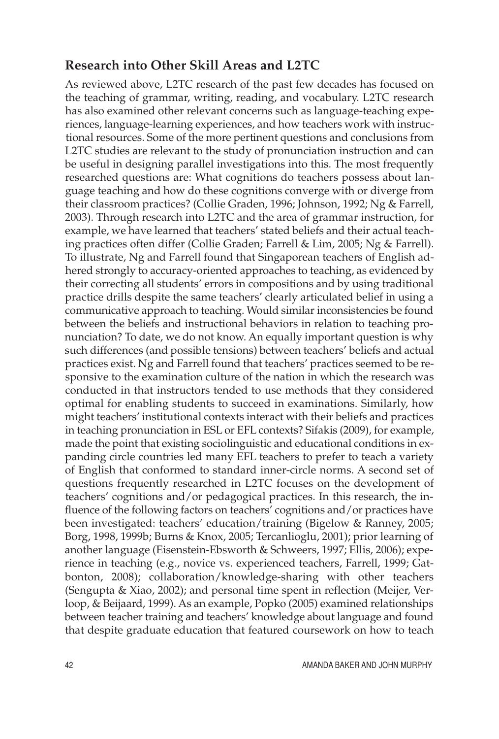## Research into Other Skill Areas and L2TC

As reviewed above, L2TC research of the past few decades has focused on the teaching of grammar, writing, reading, and vocabulary. L2TC research has also examined other relevant concerns such as language-teaching experiences, language-learning experiences, and how teachers work with instructional resources. Some of the more pertinent questions and conclusions from L2TC studies are relevant to the study of pronunciation instruction and can be useful in designing parallel investigations into this. The most frequently researched questions are: What cognitions do teachers possess about language teaching and how do these cognitions converge with or diverge from their classroom practices? (Collie Graden, 1996; Johnson, 1992; Ng & Farrell, 2003). Through research into L2TC and the area of grammar instruction, for example, we have learned that teachers' stated beliefs and their actual teaching practices often differ (Collie Graden; Farrell & Lim, 2005; Ng & Farrell). To illustrate, Ng and Farrell found that Singaporean teachers of English adhered strongly to accuracy-oriented approaches to teaching, as evidenced by their correcting all students' errors in compositions and by using traditional practice drills despite the same teachers' clearly articulated belief in using a communicative approach to teaching. Would similar inconsistencies be found between the beliefs and instructional behaviors in relation to teaching pronunciation? To date, we do not know. An equally important question is why such differences (and possible tensions) between teachers' beliefs and actual practices exist. Ng and Farrell found that teachers' practices seemed to be responsive to the examination culture of the nation in which the research was conducted in that instructors tended to use methods that they considered optimal for enabling students to succeed in examinations. Similarly, how might teachers' institutional contexts interact with their beliefs and practices in teaching pronunciation in ESL or EFL contexts? Sifakis (2009), for example, made the point that existing sociolinguistic and educational conditions in expanding circle countries led many EFL teachers to prefer to teach a variety of English that conformed to standard inner-circle norms. A second set of questions frequently researched in L2TC focuses on the development of teachers' cognitions and/or pedagogical practices. In this research, the influence of the following factors on teachers' cognitions and/or practices have been investigated: teachers' education/training (Bigelow & Ranney, 2005; Borg, 1998, 1999b; Burns & Knox, 2005; Tercanlioglu, 2001); prior learning of another language (Eisenstein-Ebsworth & Schweers, 1997; Ellis, 2006); experience in teaching (e.g., novice vs. experienced teachers, Farrell, 1999; Gatbonton, 2008); collaboration/knowledge-sharing with other teachers (Sengupta & Xiao, 2002); and personal time spent in reflection (Meijer, Verloop, & Beijaard, 1999). As an example, Popko (2005) examined relationships between teacher training and teachers' knowledge about language and found that despite graduate education that featured coursework on how to teach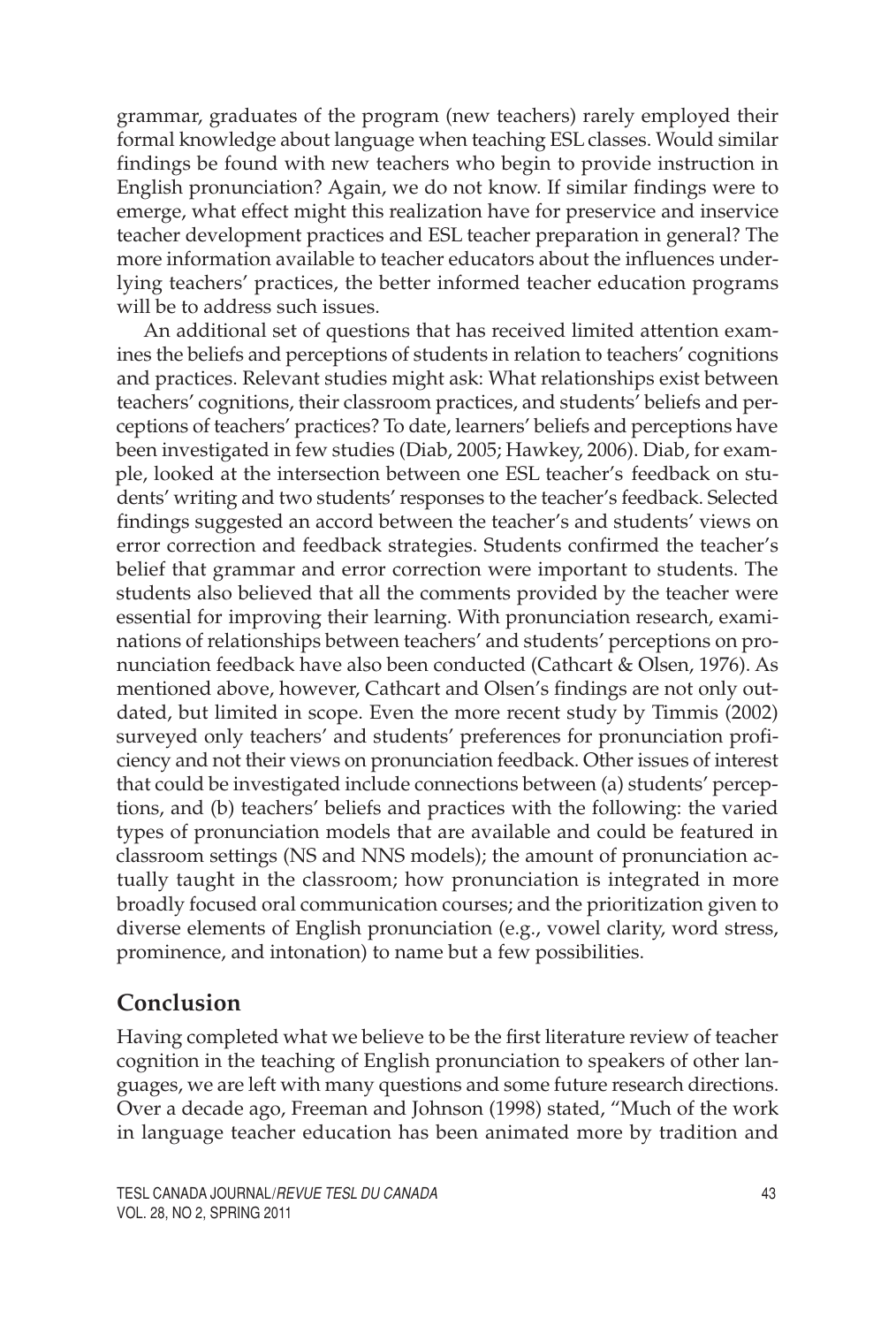grammar, graduates of the program (new teachers) rarely employed their formal knowledge about language when teaching ESL classes. Would similar findings be found with new teachers who begin to provide instruction in English pronunciation? Again, we do not know. If similar findings were to emerge, what effect might this realization have for preservice and inservice teacher development practices and ESL teacher preparation in general? The more information available to teacher educators about the influences underlying teachers' practices, the better informed teacher education programs will be to address such issues.

An additional set of questions that has received limited attention examines the beliefs and perceptions of students in relation to teachers' cognitions and practices. Relevant studies might ask: What relationships exist between teachers' cognitions, their classroom practices, and students' beliefs and perceptions of teachers' practices? To date, learners' beliefs and perceptions have been investigated in few studies (Diab, 2005; Hawkey, 2006). Diab, for example, looked at the intersection between one ESL teacher's feedback on students' writing and two students' responses to the teacher's feedback. Selected findings suggested an accord between the teacher's and students' views on error correction and feedback strategies. Students confirmed the teacher's belief that grammar and error correction were important to students. The students also believed that all the comments provided by the teacher were essential for improving their learning. With pronunciation research, examinations of relationships between teachers' and students' perceptions on pronunciation feedback have also been conducted (Cathcart & Olsen, 1976). As mentioned above, however, Cathcart and Olsen's findings are not only outdated, but limited in scope. Even the more recent study by Timmis (2002) surveyed only teachers' and students' preferences for pronunciation proficiency and not their views on pronunciation feedback. Other issues of interest that could be investigated include connections between (a) students' perceptions, and (b) teachers' beliefs and practices with the following: the varied types of pronunciation models that are available and could be featured in classroom settings (NS and NNS models); the amount of pronunciation actually taught in the classroom; how pronunciation is integrated in more broadly focused oral communication courses; and the prioritization given to diverse elements of English pronunciation (e.g., vowel clarity, word stress, prominence, and intonation) to name but a few possibilities.

## Conclusion

Having completed what we believe to be the first literature review of teacher cognition in the teaching of English pronunciation to speakers of other languages, we are left with many questions and some future research directions. Over a decade ago, Freeman and Johnson (1998) stated, "Much of the work in language teacher education has been animated more by tradition and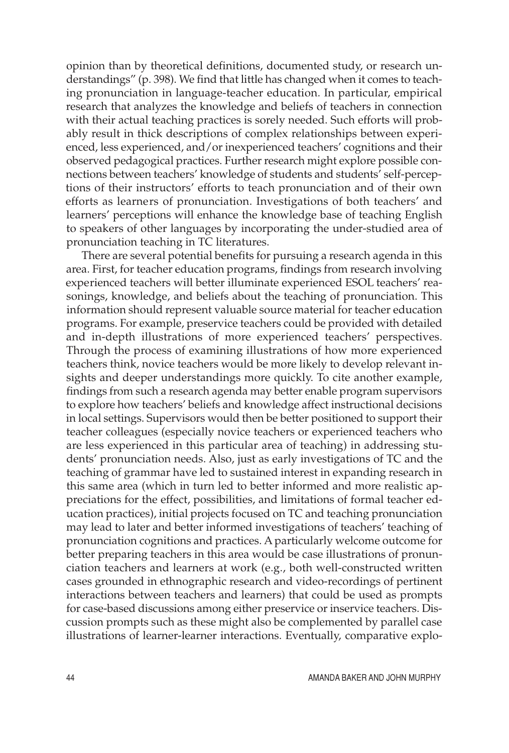opinion than by theoretical definitions, documented study, or research understandings" (p. 398). We find that little has changed when it comes to teaching pronunciation in language-teacher education. In particular, empirical research that analyzes the knowledge and beliefs of teachers in connection with their actual teaching practices is sorely needed. Such efforts will probably result in thick descriptions of complex relationships between experienced, less experienced, and/or inexperienced teachers' cognitions and their observed pedagogical practices. Further research might explore possible connections between teachers' knowledge of students and students' self-perceptions of their instructors' efforts to teach pronunciation and of their own efforts as learners of pronunciation. Investigations of both teachers' and learners' perceptions will enhance the knowledge base of teaching English to speakers of other languages by incorporating the under-studied area of pronunciation teaching in TC literatures.

There are several potential benefits for pursuing a research agenda in this area. First, for teacher education programs, findings from research involving experienced teachers will better illuminate experienced ESOL teachers' reasonings, knowledge, and beliefs about the teaching of pronunciation. This information should represent valuable source material for teacher education programs. For example, preservice teachers could be provided with detailed and in-depth illustrations of more experienced teachers' perspectives. Through the process of examining illustrations of how more experienced teachers think, novice teachers would be more likely to develop relevant insights and deeper understandings more quickly. To cite another example, findings from such a research agenda may better enable program supervisors to explore how teachers' beliefs and knowledge affect instructional decisions in local settings. Supervisors would then be better positioned to support their teacher colleagues (especially novice teachers or experienced teachers who are less experienced in this particular area of teaching) in addressing students' pronunciation needs. Also, just as early investigations of TC and the teaching of grammar have led to sustained interest in expanding research in this same area (which in turn led to better informed and more realistic appreciations for the effect, possibilities, and limitations of formal teacher education practices), initial projects focused on TC and teaching pronunciation may lead to later and better informed investigations of teachers' teaching of pronunciation cognitions and practices. A particularly welcome outcome for better preparing teachers in this area would be case illustrations of pronunciation teachers and learners at work (e.g., both well-constructed written cases grounded in ethnographic research and video-recordings of pertinent interactions between teachers and learners) that could be used as prompts for case-based discussions among either preservice or inservice teachers. Discussion prompts such as these might also be complemented by parallel case illustrations of learner-learner interactions. Eventually, comparative explo-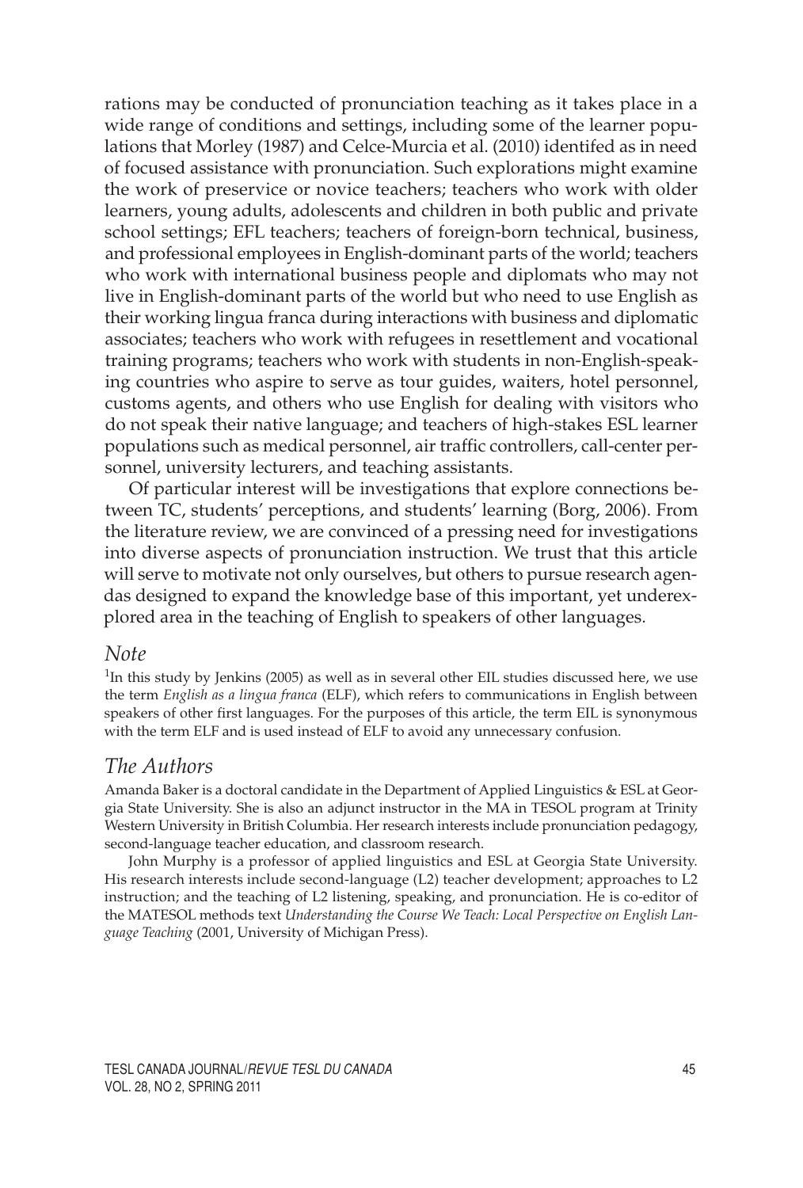rations may be conducted of pronunciation teaching as it takes place in a wide range of conditions and settings, including some of the learner populations that Morley (1987) and Celce-Murcia et al. (2010) identifed as in need of focused assistance with pronunciation. Such explorations might examine the work of preservice or novice teachers; teachers who work with older learners, young adults, adolescents and children in both public and private school settings; EFL teachers; teachers of foreign-born technical, business, and professional employees in English-dominant parts of the world; teachers who work with international business people and diplomats who may not live in English-dominant parts of the world but who need to use English as their working lingua franca during interactions with business and diplomatic associates; teachers who work with refugees in resettlement and vocational training programs; teachers who work with students in non-English-speaking countries who aspire to serve as tour guides, waiters, hotel personnel, customs agents, and others who use English for dealing with visitors who do not speak their native language; and teachers of high-stakes ESL learner populations such as medical personnel, air traffic controllers, call-center personnel, university lecturers, and teaching assistants.

Of particular interest will be investigations that explore connections between TC, students' perceptions, and students' learning (Borg, 2006). From the literature review, we are convinced of a pressing need for investigations into diverse aspects of pronunciation instruction. We trust that this article will serve to motivate not only ourselves, but others to pursue research agendas designed to expand the knowledge base of this important, yet underexplored area in the teaching of English to speakers of other languages.

## *Note*

[1]In this study by Jenkins (2005) as well as in several other EIL studies discussed here, we use the term *English as a lingua franca* (ELF), which refers to communications in English between speakers of other first languages. For the purposes of this article, the term EIL is synonymous with the term ELF and is used instead of ELF to avoid any unnecessary confusion.

## *The Authors*

Amanda Baker is a doctoral candidate in the Department of Applied Linguistics & ESL at Georgia State University. She is also an adjunct instructor in the MA in TESOL program at Trinity Western University in British Columbia. Her research interests include pronunciation pedagogy, second-language teacher education, and classroom research.

John Murphy is a professor of applied linguistics and ESL at Georgia State University. His research interests include second-language (L2) teacher development; approaches to L2 instruction; and the teaching of L2 listening, speaking, and pronunciation. He is co-editor of the MATESOL methods text *Understanding the Course We Teach: Local Perspective on English Language Teaching* (2001, University of Michigan Press).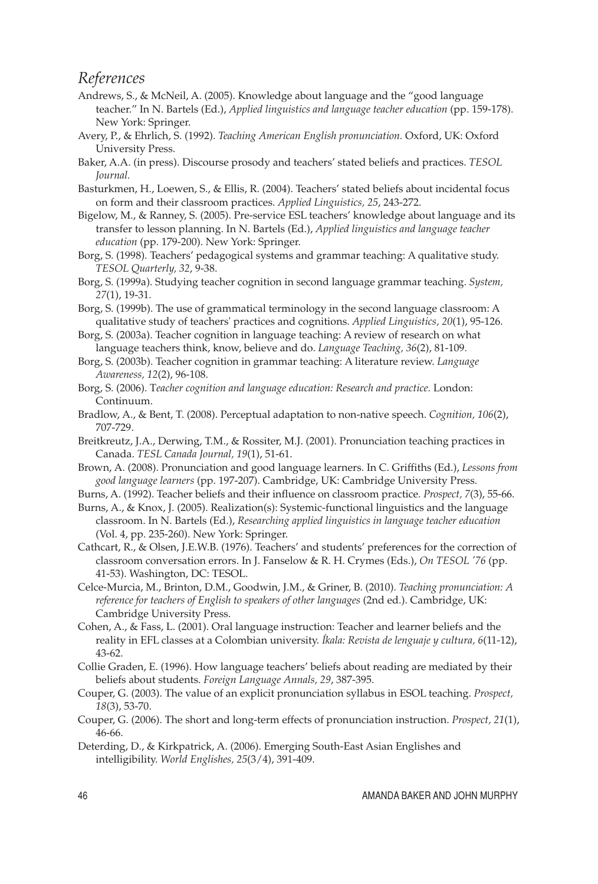## *References*

Andrews, S., & McNeil, A. (2005). Knowledge about language and the "good language teacher." In N. Bartels (Ed.), *Applied linguistics and language teacher education* (pp. 159-178). New York: Springer.

Avery, P., & Ehrlich, S. (1992). *Teaching American English pronunciation.* Oxford, UK: Oxford University Press.

Baker, A.A. (in press). Discourse prosody and teachers' stated beliefs and practices. *TESOL Journal.*

Basturkmen, H., Loewen, S., & Ellis, R. (2004). Teachers' stated beliefs about incidental focus on form and their classroom practices. *Applied Linguistics, 25*, 243-272.

Bigelow, M., & Ranney, S. (2005). Pre-service ESL teachers' knowledge about language and its transfer to lesson planning. In N. Bartels (Ed.), *Applied linguistics and language teacher education* (pp. 179-200). New York: Springer.

Borg, S. (1998). Teachers' pedagogical systems and grammar teaching: A qualitative study. *TESOL Quarterly, 32*, 9-38.

Borg, S. (1999a). Studying teacher cognition in second language grammar teaching. *System, 27*(1), 19-31.

Borg, S. (1999b). The use of grammatical terminology in the second language classroom: A qualitative study of teachers' practices and cognitions. *Applied Linguistics, 20*(1), 95-126.

Borg, S. (2003a). Teacher cognition in language teaching: A review of research on what language teachers think, know, believe and do. *Language Teaching, 36*(2), 81-109.

Borg, S. (2003b). Teacher cognition in grammar teaching: A literature review. *Language Awareness, 12*(2), 96-108.

Borg, S. (2006). T*eacher cognition and language education: Research and practice.* London: Continuum.

Bradlow, A., & Bent, T. (2008). Perceptual adaptation to non-native speech. *Cognition, 106*(2), 707-729.

Breitkreutz, J.A., Derwing, T.M., & Rossiter, M.J. (2001). Pronunciation teaching practices in Canada. *TESL Canada Journal, 19*(1), 51-61.

Brown, A. (2008). Pronunciation and good language learners. In C. Griffiths (Ed.), *Lessons from good language learners* (pp. 197-207). Cambridge, UK: Cambridge University Press.

Burns, A. (1992). Teacher beliefs and their influence on classroom practice. *Prospect, 7*(3), 55-66.

Burns, A., & Knox, J. (2005). Realization(s): Systemic-functional linguistics and the language classroom. In N. Bartels (Ed.), *Researching applied linguistics in language teacher education* (Vol. 4, pp. 235-260). New York: Springer.

Cathcart, R., & Olsen, J.E.W.B. (1976). Teachers' and students' preferences for the correction of classroom conversation errors. In J. Fanselow & R. H. Crymes (Eds.), *On TESOL '76* (pp. 41-53). Washington, DC: TESOL.

Celce-Murcia, M., Brinton, D.M., Goodwin, J.M., & Griner, B. (2010). *Teaching pronunciation: A reference for teachers of English to speakers of other languages* (2nd ed.). Cambridge, UK: Cambridge University Press.

Cohen, A., & Fass, L. (2001). Oral language instruction: Teacher and learner beliefs and the reality in EFL classes at a Colombian university. *Íkala: Revista de lenguaje y cultura, 6*(11-12), 43-62.

Collie Graden, E. (1996). How language teachers' beliefs about reading are mediated by their beliefs about students. *Foreign Language Annals, 29*, 387-395.

Couper, G. (2003). The value of an explicit pronunciation syllabus in ESOL teaching. *Prospect, 18*(3), 53-70.

Couper, G. (2006). The short and long-term effects of pronunciation instruction. *Prospect, 21*(1), 46-66.

Deterding, D., & Kirkpatrick, A. (2006). Emerging South-East Asian Englishes and intelligibility. *World Englishes, 25*(3/4), 391-409.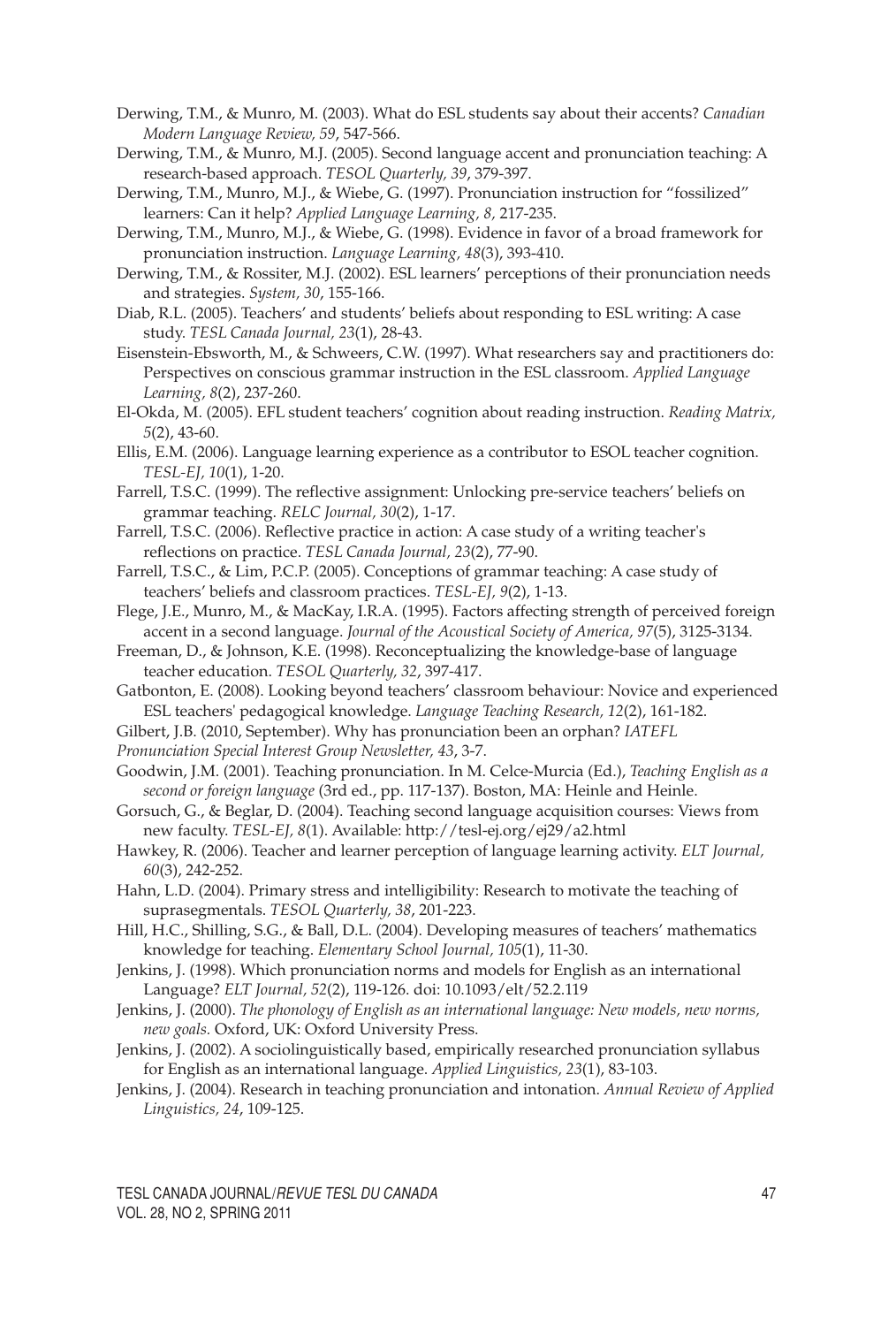Derwing, T.M., & Munro, M. (2003). What do ESL students say about their accents? *Canadian Modern Language Review, 59*, 547-566.

Derwing, T.M., & Munro, M.J. (2005). Second language accent and pronunciation teaching: A research-based approach. *TESOL Quarterly, 39*, 379-397.

Derwing, T.M., Munro, M.J., & Wiebe, G. (1997). Pronunciation instruction for "fossilized" learners: Can it help? *Applied Language Learning, 8,* 217-235.

Derwing, T.M., Munro, M.J., & Wiebe, G. (1998). Evidence in favor of a broad framework for pronunciation instruction. *Language Learning, 48*(3), 393-410.

Derwing, T.M., & Rossiter, M.J. (2002). ESL learners' perceptions of their pronunciation needs and strategies. *System, 30*, 155-166.

Diab, R.L. (2005). Teachers' and students' beliefs about responding to ESL writing: A case study. *TESL Canada Journal, 23*(1), 28-43.

Eisenstein-Ebsworth, M., & Schweers, C.W. (1997). What researchers say and practitioners do: Perspectives on conscious grammar instruction in the ESL classroom. *Applied Language Learning, 8*(2), 237-260.

El-Okda, M. (2005). EFL student teachers' cognition about reading instruction. *Reading Matrix, 5*(2), 43-60.

Ellis, E.M. (2006). Language learning experience as a contributor to ESOL teacher cognition. *TESL-EJ, 10*(1), 1-20.

Farrell, T.S.C. (1999). The reflective assignment: Unlocking pre-service teachers' beliefs on grammar teaching. *RELC Journal, 30*(2), 1-17.

Farrell, T.S.C. (2006). Reflective practice in action: A case study of a writing teacher's reflections on practice. *TESL Canada Journal, 23*(2), 77-90.

Farrell, T.S.C., & Lim, P.C.P. (2005). Conceptions of grammar teaching: A case study of teachers' beliefs and classroom practices. *TESL-EJ, 9*(2), 1-13.

Flege, J.E., Munro, M., & MacKay, I.R.A. (1995). Factors affecting strength of perceived foreign accent in a second language. *Journal of the Acoustical Society of America, 97*(5), 3125-3134.

Freeman, D., & Johnson, K.E. (1998). Reconceptualizing the knowledge-base of language teacher education. *TESOL Quarterly, 32*, 397-417.

Gatbonton, E. (2008). Looking beyond teachers' classroom behaviour: Novice and experienced ESL teachers' pedagogical knowledge. *Language Teaching Research, 12*(2), 161-182.

Gilbert, J.B. (2010, September). Why has pronunciation been an orphan? *IATEFL Pronunciation Special Interest Group Newsletter, 43*, 3-7.

Goodwin, J.M. (2001). Teaching pronunciation. In M. Celce-Murcia (Ed.), *Teaching English as a second or foreign language* (3rd ed., pp. 117-137). Boston, MA: Heinle and Heinle.

Gorsuch, G., & Beglar, D. (2004). Teaching second language acquisition courses: Views from new faculty. *TESL-EJ, 8*(1). Available: http://tesl-ej.org/ej29/a2.html

Hawkey, R. (2006). Teacher and learner perception of language learning activity. *ELT Journal, 60*(3), 242-252.

Hahn, L.D. (2004). Primary stress and intelligibility: Research to motivate the teaching of suprasegmentals. *TESOL Quarterly, 38*, 201-223.

Hill, H.C., Shilling, S.G., & Ball, D.L. (2004). Developing measures of teachers' mathematics knowledge for teaching. *Elementary School Journal, 105*(1), 11-30.

Jenkins, J. (1998). Which pronunciation norms and models for English as an international Language? *ELT Journal, 52*(2), 119-126. doi: 10.1093/elt/52.2.119

Jenkins, J. (2000). *The phonology of English as an international language: New models, new norms, new goals.* Oxford, UK: Oxford University Press.

Jenkins, J. (2002). A sociolinguistically based, empirically researched pronunciation syllabus for English as an international language. *Applied Linguistics, 23*(1), 83-103.

Jenkins, J. (2004). Research in teaching pronunciation and intonation. *Annual Review of Applied Linguistics, 24*, 109-125.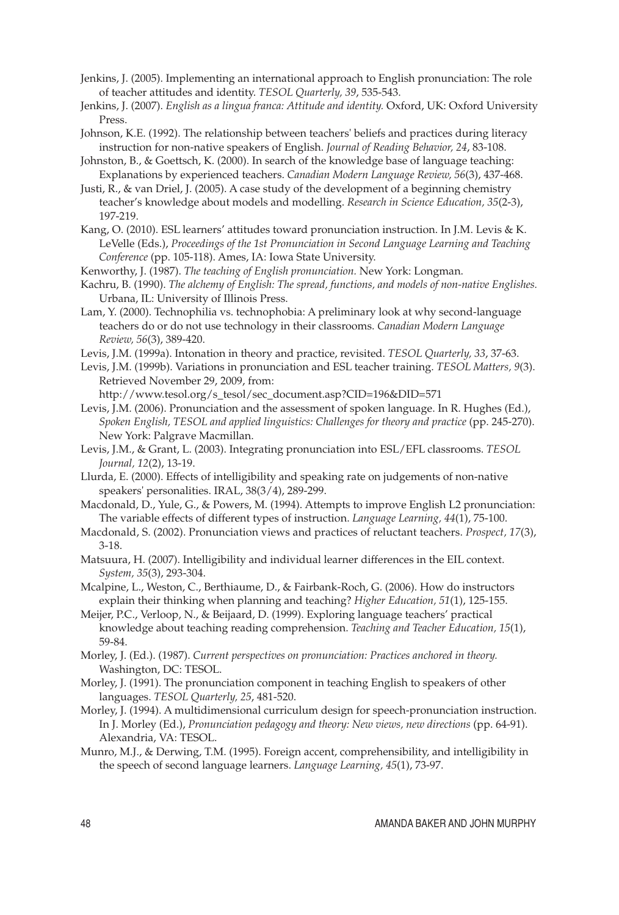Jenkins, J. (2005). Implementing an international approach to English pronunciation: The role of teacher attitudes and identity. *TESOL Quarterly, 39*, 535-543.

Jenkins, J. (2007). *English as a lingua franca: Attitude and identity.* Oxford, UK: Oxford University Press.

Johnson, K.E. (1992). The relationship between teachers' beliefs and practices during literacy instruction for non-native speakers of English. *Journal of Reading Behavior, 24*, 83-108.

Johnston, B., & Goettsch, K. (2000). In search of the knowledge base of language teaching: Explanations by experienced teachers. *Canadian Modern Language Review, 56*(3), 437-468.

Justi, R., & van Driel, J. (2005). A case study of the development of a beginning chemistry teacher's knowledge about models and modelling. *Research in Science Education, 35*(2-3), 197-219.

Kang, O. (2010). ESL learners' attitudes toward pronunciation instruction. In J.M. Levis & K. LeVelle (Eds.), *Proceedings of the 1st Pronunciation in Second Language Learning and Teaching Conference* (pp. 105-118). Ames, IA: Iowa State University.

Kenworthy, J. (1987). *The teaching of English pronunciation.* New York: Longman.

Kachru, B. (1990). *The alchemy of English: The spread, functions, and models of non-native Englishes.* Urbana, IL: University of Illinois Press.

Lam, Y. (2000). Technophilia vs. technophobia: A preliminary look at why second-language teachers do or do not use technology in their classrooms. *Canadian Modern Language Review, 56*(3), 389-420.

Levis, J.M. (1999a). Intonation in theory and practice, revisited. *TESOL Quarterly, 33*, 37-63.

Levis, J.M. (1999b). Variations in pronunciation and ESL teacher training. *TESOL Matters, 9*(3). Retrieved November 29, 2009, from: http://www.tesol.org/s_tesol/sec_document.asp?CID=196&DID=571

Levis, J.M. (2006). Pronunciation and the assessment of spoken language. In R. Hughes (Ed.), *Spoken English, TESOL and applied linguistics: Challenges for theory and practice* (pp. 245-270). New York: Palgrave Macmillan.

Levis, J.M., & Grant, L. (2003). Integrating pronunciation into ESL/EFL classrooms. *TESOL Journal, 12*(2), 13-19.

Llurda, E. (2000). Effects of intelligibility and speaking rate on judgements of non-native speakers' personalities. IRAL, 38(3/4), 289-299.

Macdonald, D., Yule, G., & Powers, M. (1994). Attempts to improve English L2 pronunciation: The variable effects of different types of instruction. *Language Learning, 44*(1), 75-100.

Macdonald, S. (2002). Pronunciation views and practices of reluctant teachers. *Prospect, 17*(3), 3-18.

Matsuura, H. (2007). Intelligibility and individual learner differences in the EIL context. *System, 35*(3), 293-304.

Mcalpine, L., Weston, C., Berthiaume, D., & Fairbank-Roch, G. (2006). How do instructors explain their thinking when planning and teaching? *Higher Education, 51*(1), 125-155.

Meijer, P.C., Verloop, N., & Beijaard, D. (1999). Exploring language teachers' practical knowledge about teaching reading comprehension. *Teaching and Teacher Education, 15*(1), 59-84.

Morley, J. (Ed.). (1987). *Current perspectives on pronunciation: Practices anchored in theory.* Washington, DC: TESOL.

Morley, J. (1991). The pronunciation component in teaching English to speakers of other languages. *TESOL Quarterly, 25*, 481-520.

Morley, J. (1994). A multidimensional curriculum design for speech-pronunciation instruction. In J. Morley (Ed.), *Pronunciation pedagogy and theory: New views, new directions* (pp. 64-91). Alexandria, VA: TESOL.

Munro, M.J., & Derwing, T.M. (1995). Foreign accent, comprehensibility, and intelligibility in the speech of second language learners. *Language Learning, 45*(1), 73-97.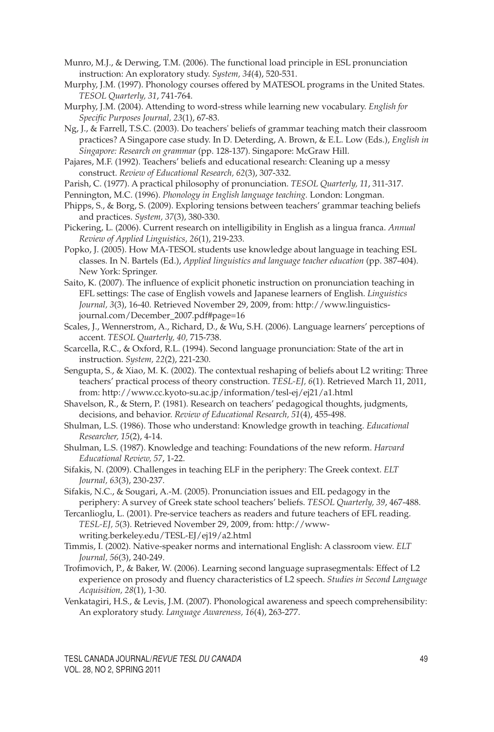Munro, M.J., & Derwing, T.M. (2006). The functional load principle in ESL pronunciation instruction: An exploratory study. *System, 34*(4), 520-531.

Murphy, J.M. (1997). Phonology courses offered by MATESOL programs in the United States. *TESOL Quarterly, 31*, 741-764.

Murphy, J.M. (2004). Attending to word-stress while learning new vocabulary. *English for Specific Purposes Journal, 23*(1), 67-83.

Ng, J., & Farrell, T.S.C. (2003). Do teachers' beliefs of grammar teaching match their classroom practices? A Singapore case study. In D. Deterding, A. Brown, & E.L. Low (Eds.), *English in Singapore: Research on grammar* (pp. 128-137). Singapore: McGraw Hill.

Pajares, M.F. (1992). Teachers' beliefs and educational research: Cleaning up a messy construct. *Review of Educational Research, 62*(3), 307-332.

Parish, C. (1977). A practical philosophy of pronunciation. *TESOL Quarterly, 11*, 311-317.

Pennington, M.C. (1996). *Phonology in English language teaching.* London: Longman.

Phipps, S., & Borg, S. (2009). Exploring tensions between teachers' grammar teaching beliefs and practices. *System, 37*(3), 380-330.

Pickering, L. (2006). Current research on intelligibility in English as a lingua franca. *Annual Review of Applied Linguistics, 26*(1), 219-233.

Popko, J. (2005). How MA-TESOL students use knowledge about language in teaching ESL classes. In N. Bartels (Ed.), *Applied linguistics and language teacher education* (pp. 387-404). New York: Springer.

Saito, K. (2007). The influence of explicit phonetic instruction on pronunciation teaching in EFL settings: The case of English vowels and Japanese learners of English. *Linguistics Journal, 3*(3), 16-40. Retrieved November 29, 2009, from: http://www.linguistics-journal.com/December_2007.pdf#page=16

Scales, J., Wennerstrom, A., Richard, D., & Wu, S.H. (2006). Language learners' perceptions of accent. *TESOL Quarterly, 40,* 715-738.

Scarcella, R.C., & Oxford, R.L. (1994). Second language pronunciation: State of the art in instruction. *System, 22*(2), 221-230.

Sengupta, S., & Xiao, M. K. (2002). The contextual reshaping of beliefs about L2 writing: Three teachers' practical process of theory construction. *TESL-EJ, 6*(1). Retrieved March 11, 2011, from: http://www.cc.kyoto-su.ac.jp/information/tesl-ej/ej21/a1.html

Shavelson, R., & Stern, P. (1981). Research on teachers' pedagogical thoughts, judgments, decisions, and behavior. *Review of Educational Research, 51*(4), 455-498.

Shulman, L.S. (1986). Those who understand: Knowledge growth in teaching. *Educational Researcher, 15*(2), 4-14.

Shulman, L.S. (1987). Knowledge and teaching: Foundations of the new reform. *Harvard Educational Review, 57*, 1-22.

Sifakis, N. (2009). Challenges in teaching ELF in the periphery: The Greek context. *ELT Journal, 63*(3), 230-237.

Sifakis, N.C., & Sougari, A.-M. (2005). Pronunciation issues and EIL pedagogy in the periphery: A survey of Greek state school teachers' beliefs. *TESOL Quarterly, 39*, 467-488.

Tercanlioglu, L. (2001). Pre-service teachers as readers and future teachers of EFL reading. *TESL-EJ, 5*(3). Retrieved November 29, 2009, from: http://www-writing.berkeley.edu/TESL-EJ/ej19/a2.html

Timmis, I. (2002). Native-speaker norms and international English: A classroom view. *ELT Journal, 56*(3), 240-249.

Trofimovich, P., & Baker, W. (2006). Learning second language suprasegmentals: Effect of L2 experience on prosody and fluency characteristics of L2 speech. *Studies in Second Language Acquisition, 28*(1), 1-30.

Venkatagiri, H.S., & Levis, J.M. (2007). Phonological awareness and speech comprehensibility: An exploratory study. *Language Awareness, 16*(4), 263-277.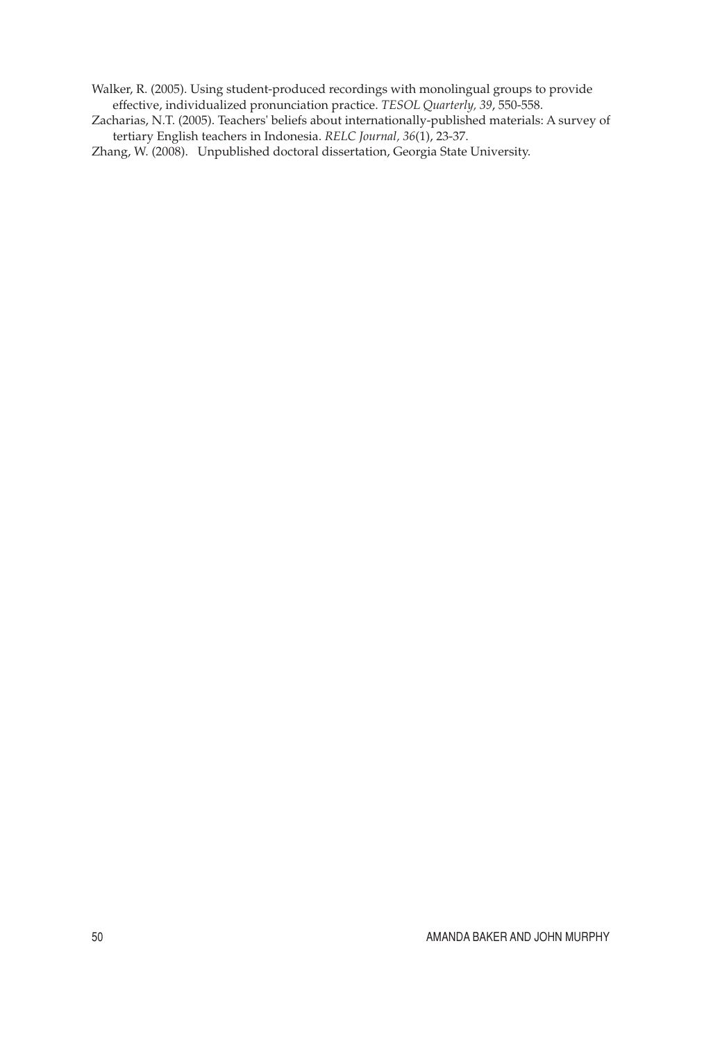Walker, R. (2005). Using student-produced recordings with monolingual groups to provide effective, individualized pronunciation practice. *TESOL Quarterly, 39*, 550-558.

Zacharias, N.T. (2005). Teachers' beliefs about internationally-published materials: A survey of tertiary English teachers in Indonesia. *RELC Journal, 36*(1), 23-37.

Zhang, W. (2008). Unpublished doctoral dissertation, Georgia State University.